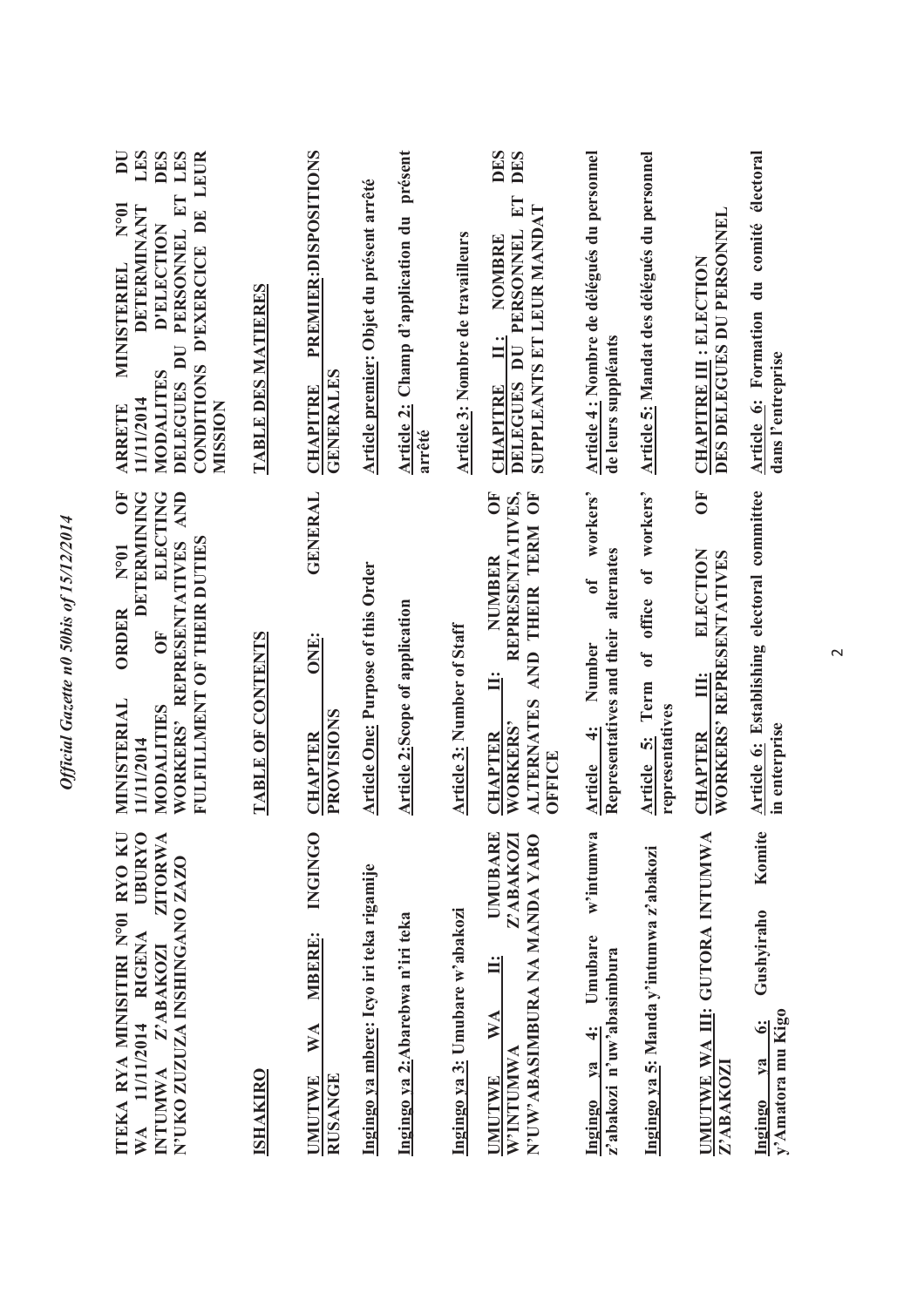**ITEKA RYA MINISITIRI N°01 RYO KU WA 11/11/2014 RIGENA UBURYO INTUMWA Z'ABAKOZI ZITORWA N'UKO ZUZUZA INSHINGANO ZAZO**

**ISHAKIRO**

**UMUTWE WA MBERE: INGINGO RUSANGE**

Ingingo ya mbere: Icyo iri teka rigamije

Ingingo ya 2: Abarebwa n'iri teka

Ingingo ya 3: Umubare w'abakozi

**UMUTWE WA II: UMUBARE W'INTUMWA Z'ABAKOZI N'UW'ABASIMBURA NA MANDA YABO**

Ingingo ya 4: Umubare w'intumwa z'abakozi n'uw'abasimbura

Ingingo ya 5: Manda y'intumwa z'abakozi

**UMUTWE WA III: GUTORA INTUMWA Z'ABAKOZI**

Ingingo ya 6: Gushyiraho Komite y'Amatora mu Kigo

**MINISTERIAL ORDER N°01 OF 11/11/2014 DETERMINING MODALITIES OF ELECTING WORKERS' REPRESENTATIVES AND FULFILLMENT OF THEIR DUTIES**

**TABLE OF CONTENTS**

**CHAPTER ONE: GENERAL PROVISIONS**

Article One: Purpose of this Order

Article 2: Scope of application

Article 3: Number of Staff

**CHAPTER II: NUMBER OF WORKERS' REPRESENTATIVES, ALTERNATES AND THEIR TERM OF OFFICE**

Article 4: Number of workers' Representatives and their alternates

Article 5: Term of office of workers' representatives

**CHAPTER III: ELECTION OF WORKERS' REPRESENTATIVES**

Article 6: Establishing electoral committee in enterprise

**ARRETE MINISTERIEL N°01 DU 11/11/2014 DETERMINANT LES MODALITES D'ELECTION DES DELEGUES DU PERSONNEL ET LES CONDITIONS D'EXERCICE DE LEUR MISSION**

**TABLE DES MATIERES**

**CHAPITRE PREMIER: DISPOSITIONS GENERALES**

Article premier: Objet du présent arrêté

Article 2: Champ d'application du présent arrêté

Article 3: Nombre de travailleurs

**CHAPITRE II: NOMBRE DES DELEGUES DU PERSONNEL ET DES SUPPLEANTS ET LEUR MANDAT**

Article 4: Nombre de délégués du personnel de leurs suppléants

Article 5: Mandat des délégués du personnel

**CHAPITRE III: ELECTION DES DELEGUES DU PERSONNEL**

Article 6: Formation du comité électoral dans l'entreprise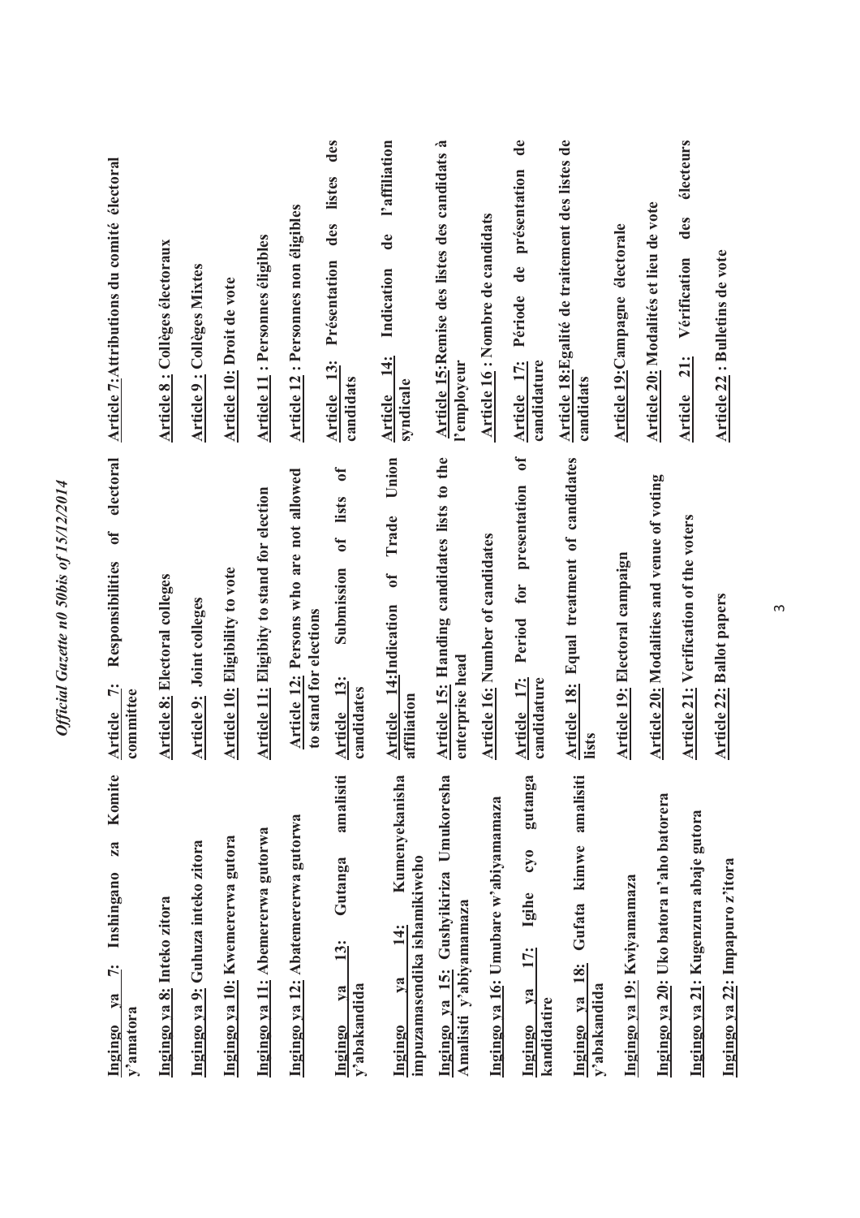| Ingingo ya 7: Inshingano za Komite y'amatora | Article 7: Responsibilities of electoral committee | Article 7: Attributions du comité électoral |
|---|---|---|
| Ingingo ya 8: Inteko zitora | Article 8: Electoral colleges | Article 8 : Collèges électoraux |
| Ingingo ya 9: Guhuza inteko zitora | Article 9: Joint colleges | Article 9 : Collèges Mixtes |
| Ingingo ya 10: Kwemererwa gutora | Article 10: Eligibility to vote | Article 10: Droit de vote |
| Ingingo ya 11: Abemererwa gutorwa | Article 11: Eligibity to stand for election | Article 11 : Personnes éligibles |
| Ingingo ya 12: Abatemererwa gutorwa | Article 12: Persons who are not allowed to stand for elections | Article 12 : Personnes non éligibles |
| Ingingo ya 13: Gutanga amalisiti y'abakandida | Article 13: Submission of lists of candidates | Article 13: Présentation des listes des candidats |
| Ingingo ya 14: Kumenyekanisha impuzamasendika ishamikiweho | Article 14: Indication of Trade Union affiliation | Article 14: Indication de l'affiliation syndicale |
| Ingingo ya 15: Gushyikiriza Umukoresha Amalisiti y'abiyamamaza | Article 15: Handing candidates lists to the enterprise head | Article 15: Remise des listes des candidats à l'employeur |
| Ingingo ya 16: Umubare w'abiyamamaza | Article 16: Number of candidates | Article 16 : Nombre de candidats |
| Ingingo ya 17: Igihe cyo gutanga kandidatire | Article 17: Period for presentation of candidature | Article 17: Période de présentation de candidature |
| Ingingo ya 18: Gufata kimwe amalisiti y'abakandida | Article 18: Equal treatment of candidates lists | Article 18: Egalité de traitement des listes de candidats |
| Ingingo ya 19: Kwiyamamaza | Article 19: Electoral campaign | Article 19: Campagne électorale |
| Ingingo ya 20: Uko batora n'aho batorera | Article 20: Modalities and venue of voting | Article 20: Modalités et lieu de vote |
| Ingingo ya 21: Kugenzura abaje gutora | Article 21: Verification of the voters | Article 21: Vérification des électeurs |
| Ingingo ya 22: Impapuro z'itora | Article 22: Ballot papers | Article 22 : Bulletins de vote |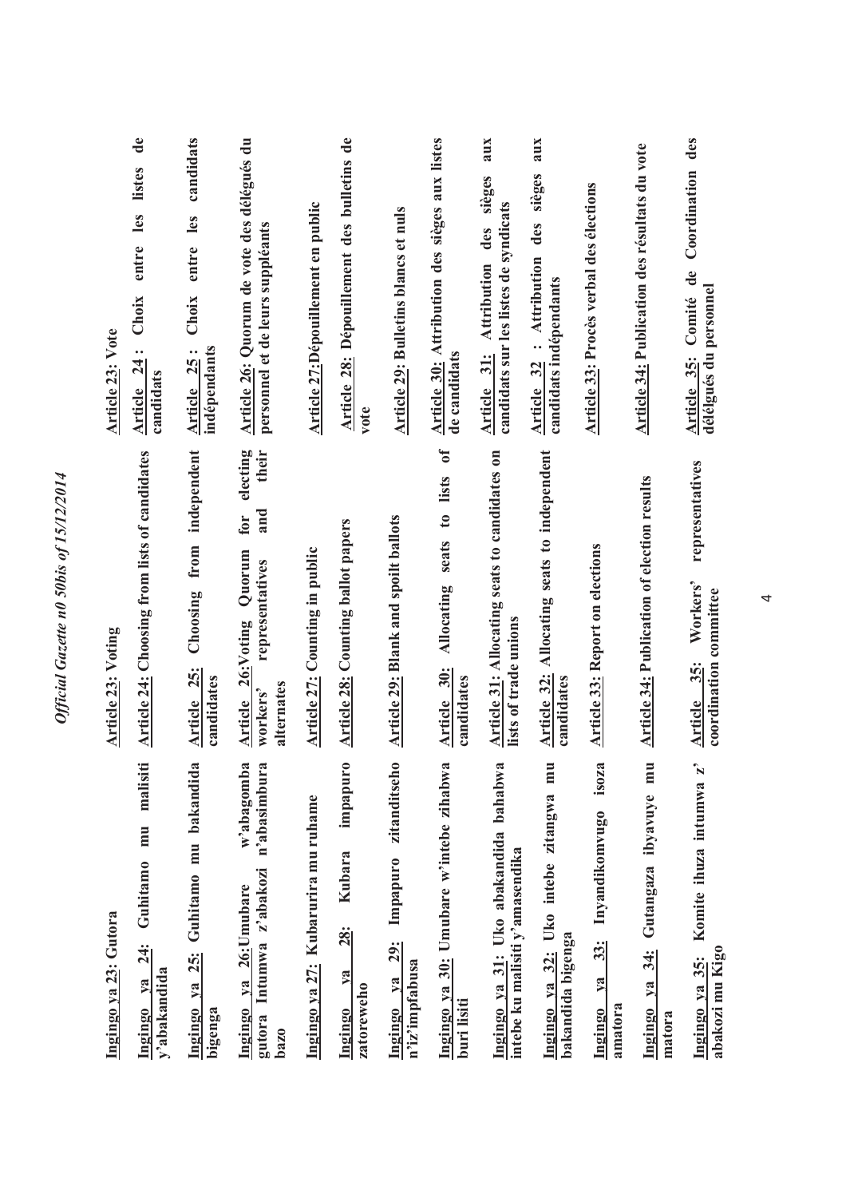| Ingingo ya 23: Gutora | Article 23: Voting | Article 23: Vote |
|---|---|---|
| Ingingo ya 24: Guhitamo mu malisiti y'abakandida | Article 24: Choosing from lists of candidates | Article 24 : Choix entre les listes de candidats |
| Ingingo ya 25: Guhitamo mu bakandida bigenga | Article 25: Choosing from independent candidates | Article 25 : Choix entre les candidats indépendants |
| Ingingo ya 26: Umubare w'abagomba gutora Intumwa z'abakozi n'abasimbura bazo | Article 26: Voting Quorum for electing workers' representatives and their alternates | Article 26: Quorum de vote des délégués du personnel et de leurs suppléants |
| Ingingo ya 27: Kubarurira mu ruhame | Article 27: Counting in public | Article 27: Dépouillement en public |
| Ingingo ya 28: Kubara impapuro zatoreweho | Article 28: Counting ballot papers | Article 28: Dépouillement des bulletins de vote |
| Ingingo ya 29: Impapuro zitanditseho n'iz'impfabusa | Article 29: Blank and spoilt ballots | Article 29: Bulletins blancs et nuls |
| Ingingo ya 30: Umubare w'intebe zihabwa buri lisiti | Article 30: Allocating seats to lists of candidates | Article 30: Attribution des sièges aux listes de candidats |
| Ingingo ya 31: Uko abakandida bahabwa intebe ku malisiti y'amasendika | Article 31: Allocating seats to candidates on lists of trade unions | Article 31: Attribution des sièges aux candidats sur les listes de syndicats |
| Ingingo ya 32: Uko intebe zitangwa mu bakandida bigenga | Article 32: Allocating seats to independent candidates | Article 32 : Attribution des sièges aux candidats indépendants |
| Ingingo ya 33: Inyandikomvugo isoza amatora | Article 33: Report on elections | Article 33: Procès verbal des élections |
| Ingingo ya 34: Gutangaza ibyavuye mu matora | Article 34: Publication of election results | Article 34: Publication des résultats du vote |
| Ingingo ya 35: Komite ihuza intumwa z' abakozi mu Kigo | Article 35: Workers' representatives coordination committee | Article 35: Comité de Coordination des délégués du personnel |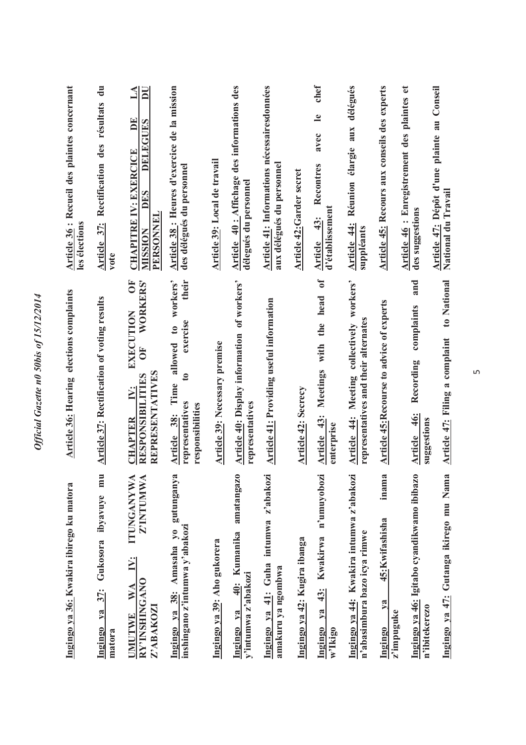| Ingingo ya 36: Kwakira ibirego ku matora | Article 36: Hearing elections complaints | Article 36 : Recueil des plaintes concernant les élections |
|---|---|---|
| Ingingo ya 37: Gukosora ibyavuye mu matora | Article 37: Rectification of voting results | Article 37: Rectification des résultats du vote |
| **UMUTWE WA IV: ITUNGANYWA RY'INSHINGANO Z'INTUMWA Z'ABAKOZI** | **CHAPTER IV: EXECUTION OF RESPONSIBILITIES OF WORKERS' REPRESENTATIVES** | **CHAPITRE IV: EXERCICE DE LA MISSION DES DELEGUES DU PERSONNEL** |
| Ingingo ya 38: Amasaha yo gutunganya inshingano z'intumwa y'abakozi | Article 38: Time allowed to workers' representatives to exercise their responsibilities | Article 38 : Heures d'exercice de la mission des délégués du personnel |
| Ingingo ya 39: Aho gukorera | Article 39: Necessary premise | Article 39: Local de travail |
| Ingingo ya 40: Kumanika amatangazo y'intumwa z'abakozi | Article 40: Display information of workers' representatives | Article 40 : Affichage des informations des délégués du personnel |
| Ingingo ya 41: Guha intumwa z'abakozi amakuru ya ngombwa | Article 41: Providing useful information | Article 41: Informations nécessairesdonnées aux délégués du personnel |
| Ingingo ya 42: Kugira ibanga | Article 42: Secrecy | Article 42: Garder secret |
| Ingingo ya 43: Kwakirwa n'umuyobozi w'Ikigo | Article 43: Meetings with the head of enterprise | Article 43: Recontres avec le chef d'établissement |
| Ingingo ya 44: Kwakira intumwa z'abakozi n'abasimbura bazo icya rimwe | Article 44: Meeting collectively workers' representatives and their alternates | Article 44: Réunion élargie aux délégués suppléants |
| Ingingo ya 45: Kwifashisha inama z'impuguke | Article 45: Recourse to advice of experts | Article 45: Recours aux conseils des experts |
| Ingingo ya 46: Igitabo cyandikwamo ibibazo n'ibitekerezo | Article 46: Recording complaints and suggestions | Article 46 : Enregistrement des plaintes et des suggestions |
| Ingingo ya 47: Gutanga ikirego mu Nama | Article 47: Filing a complaint to National | Article 47: Dépôt d'une plainte au Conseil National du Travail |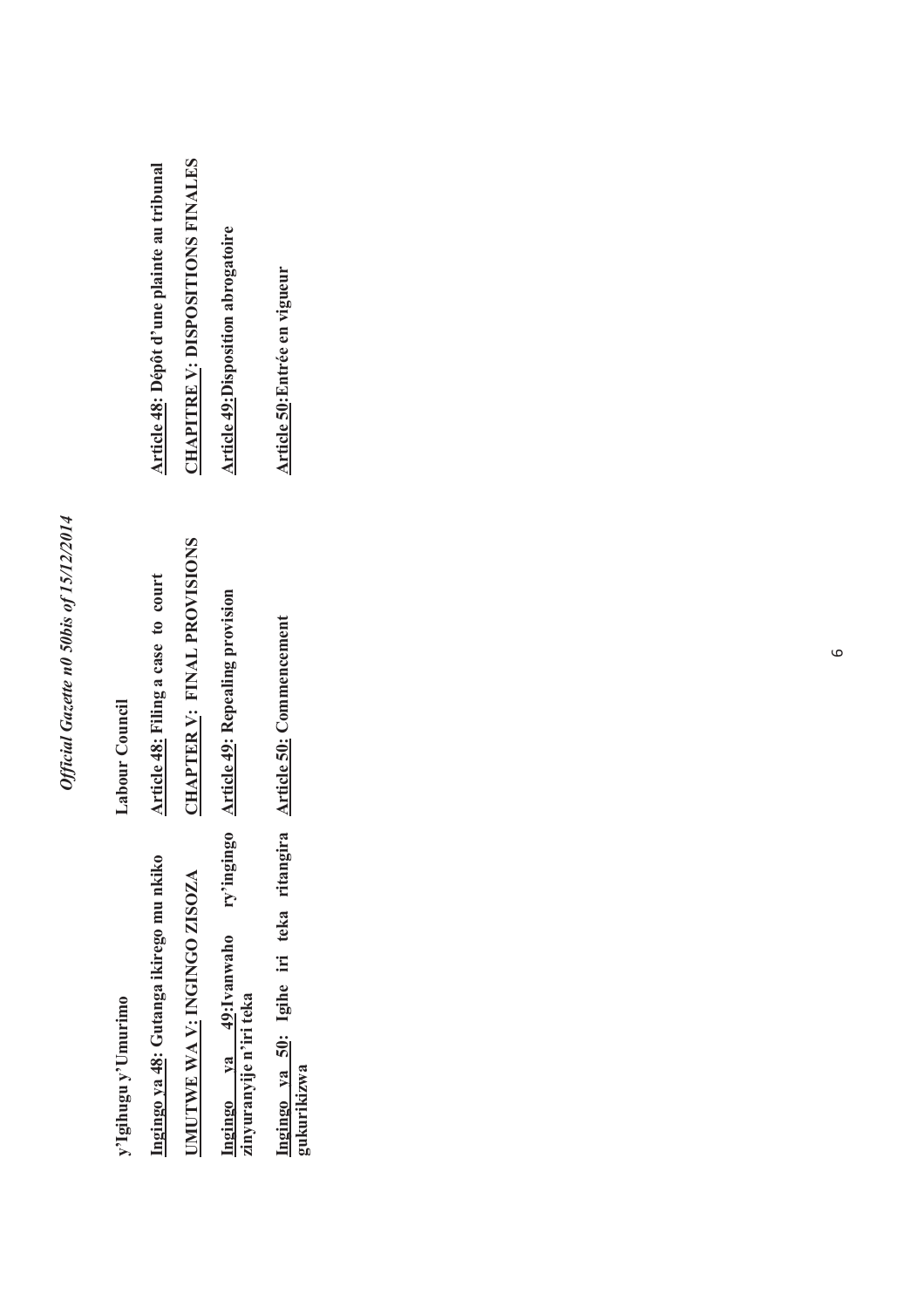**y'Igihugu y'Umurimo**

**Ingingo ya 48: Gutanga ikirego mu nkiko**

**UMUTWE WA V: INGINGO ZISOZA**

**Ingingo ya 49: Ivanwaho ry'ingingo zinyuranyije n'iri teka**

**Ingingo ya 50: Igihe iri teka ritangira gukurikizwa**

**Labour Council**

**Article 48: Filing a case to court**

**CHAPTER V: FINAL PROVISIONS**

**Article 49: Repealing provision**

**Article 50: Commencement**

**Article 48: Dépôt d'une plainte au tribunal**

**CHAPITRE V: DISPOSITIONS FINALES**

**Article 49: Disposition abrogatoire**

**Article 50: Entrée en vigueur**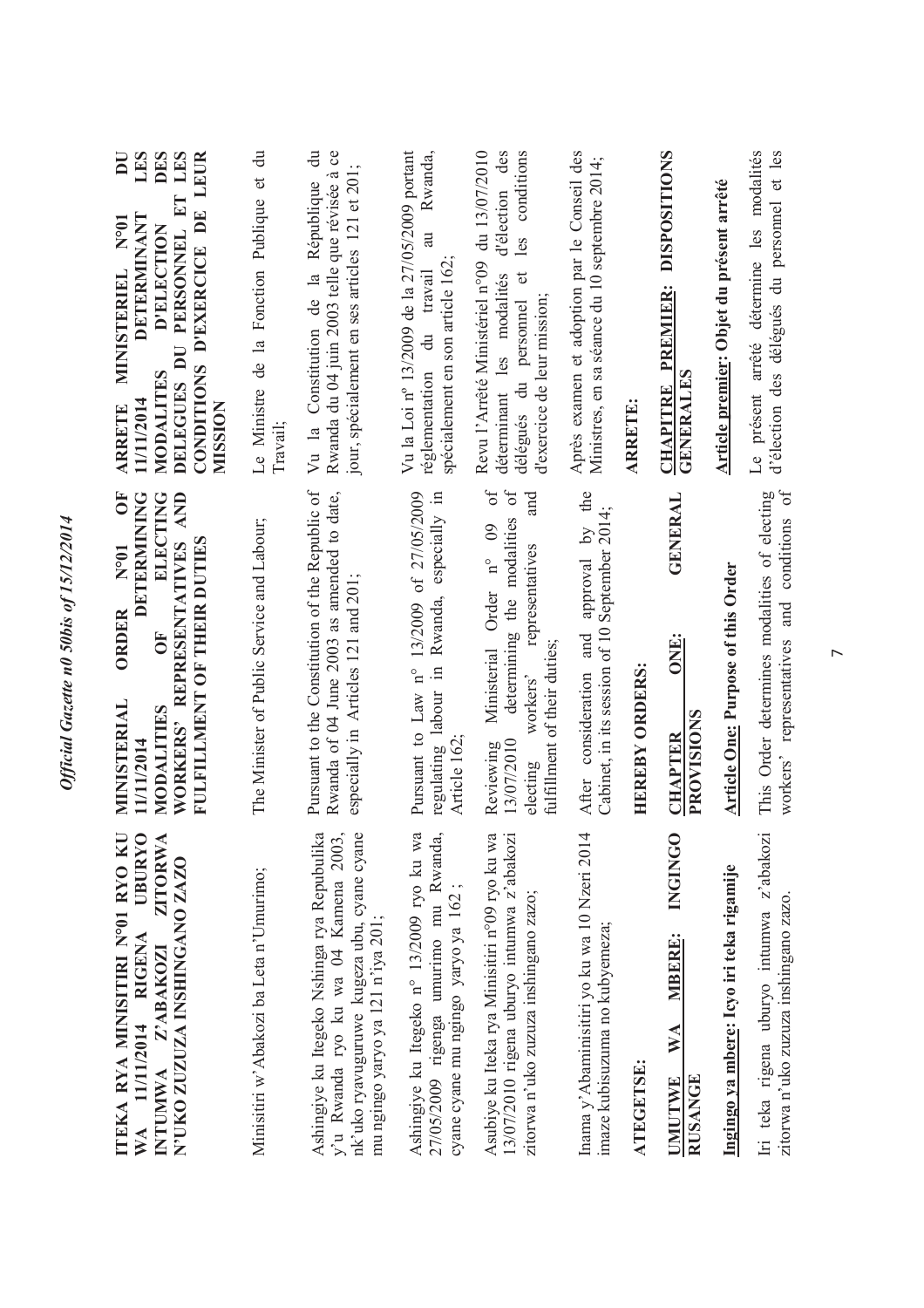**ITEKA RYA MINISITIRI N°01 RYO KU WA 11/11/2014 RIGENA UBURYO INTUMWA Z'ABAKOZI ZITORWA N'UKO ZUZUZA INSHINGANO ZAZO**

Minisitiri w'Abakozi ba Leta n'Umurimo;

Ashingiye ku Itegeko Nshinga rya Repubulika y'u Rwanda ryo ku wa 04 Kamena 2003, nk'uko ryavuguruwe kugeza ubu, cyane cyane mu ngingo yaryo ya 121 n'iya 201;

Ashingiye ku Itegeko n° 13/2009 ryo ku wa 27/05/2009 rigenga umurimo mu Rwanda, cyane cyane mu ngingo yaryo ya 162 ;

Asubiye ku Iteka rya Minisitiri n°09 ryo ku wa 13/07/2010 rigena uburyo intumwa z'abakozi zitorwa n'uko zuzuza inshingano zazo;

Inama y'Abaminisitiri yo ku wa 10 Nzeri 2014 imaze kubisuzuma no kubyemeza;

**ATEGETSE:**

**UMUTWE WA MBERE: INGINGO RUSANGE**

**Ingingo ya mbere: Icyo iri teka rigamije**

Iri teka rigena uburyo intumwa z'abakozi zitorwa n'uko zuzuza inshingano zazo.

**MINISTERIAL ORDER N°01 OF 11/11/2014 DETERMINING MODALITIES OF ELECTING WORKERS' REPRESENTATIVES AND FULFILLMENT OF THEIR DUTIES**

The Minister of Public Service and Labour;

Pursuant to the Constitution of the Republic of Rwanda of 04 June 2003 as amended to date, especially in Articles 121 and 201;

Pursuant to Law n° 13/2009 of 27/05/2009 regulating labour in Rwanda, especially in Article 162;

Reviewing Ministerial Order n° 09 of 13/07/2010 determining the modalities of electing workers' representatives and fulfillment of their duties;

After consideration and approval by the Cabinet, in its session of 10 September 2014;

**HEREBY ORDERS:**

**CHAPTER ONE: GENERAL PROVISIONS**

**Article One: Purpose of this Order**

This Order determines modalities of electing workers' representatives and conditions of

**ARRETE MINISTERIEL N°01 DU 11/11/2014 DETERMINANT LES MODALITES D'ELECTION DES DELEGUES DU PERSONNEL ET LES CONDITIONS D'EXERCICE DE LEUR MISSION**

Le Ministre de la Fonction Publique et du Travail;

Vu la Constitution de la République du Rwanda du 04 juin 2003 telle que révisée à ce jour, spécialement en ses articles 121 et 201;

Vu la Loi n° 13/2009 de la 27/05/2009 portant réglementation du travail au Rwanda, spécialement en son article 162;

Revu l'Arrêté Ministériel n°09 du 13/07/2010 déterminant les modalités d'élection des délégués du personnel et les conditions d'exercice de leur mission;

Après examen et adoption par le Conseil des Ministres, en sa séance du 10 septembre 2014;

**ARRETE:**

**CHAPITRE PREMIER: DISPOSITIONS GENERALES**

**Article premier: Objet du présent arrêté**

Le présent arrêté détermine les modalités d'élection des délégués du personnel et les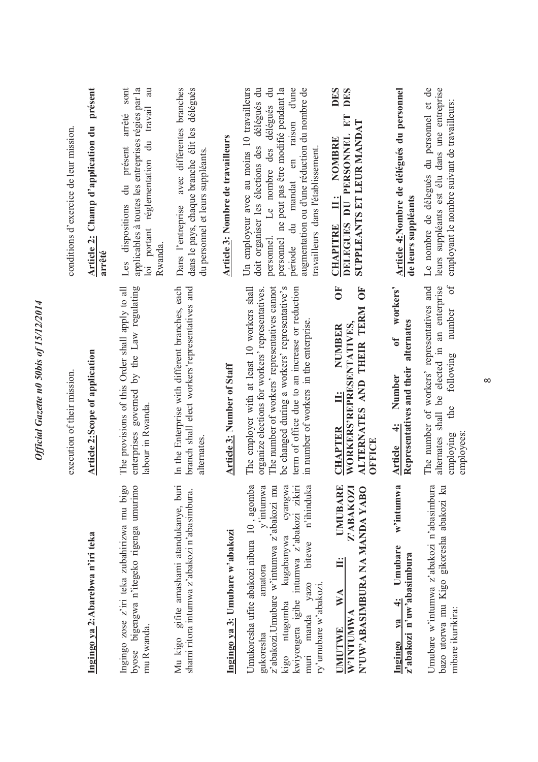| | execution of their mission. | conditions d'exercice de leur mission. |
|---|---|---|
| **Ingingo ya 2: Abarebwa n'iri teka** | **Article 2: Scope of application** | **Article 2: Champ d'application du présent arrêté** |
| Ingingo zose z'iri teka zubahirizwa mu bigo byose bigengwa n'itegeko rigenga umurimo mu Rwanda. | The provisions of this Order shall apply to all enterprises governed by the Law regulating labour in Rwanda. | Les dispositions du présent arrêté sont applicables à toutes les entreprises régies par la loi portant réglementation du travail au Rwanda. |
| Mu kigo gifite amashami atandukanye, buri shami ritora intumwa z'abakozi n'abasimbura. | In the Enterprise with different branches, each branch shall elect workers'representatives and alternates. | Dans l'entreprise avec différentes branches dans le pays, chaque branche élit les délégués du personnel et leurs suppléants. |
| **Ingingo ya 3: Umubare w'abakozi** | **Article 3: Number of Staff** | **Article 3: Nombre de travailleurs** |
| Umukoresha ufite abakozi nibura 10 , agomba gukoresha amatora y'intumwa z'abakozi.Umubare w'intumwa z'abakozi mu kigo ntugomba kugabanywa cyangwa kwiyongera igihe intumwa z'abakozi zikiri muri manda yazo bitewe n'ihinduka ry'umubare w'abakozi. | The employer with at least 10 workers shall organize elections for workers' representatives. The number of workers' representatives cannot be changed during a workers' representative's term of office due to an increase or reduction in number of workers in the enterprise. | Un employeur avec au moins 10 travailleurs doit organiser les élections des délégués du personnel. Le nombre des délégués du personnel ne peut pas être modifié pendant la période du mandat en raison d'une augmentation ou d'une réduction du nombre de travailleurs dans l'établissement. |
| **UMUTWE WA II: UMUBARE W'INTUMWA Z'ABAKOZI N'UW'ABASIMBURA NA MANDA YABO** | **CHAPTER II: NUMBER OF WORKERS'REPRESENTATIVES, ALTERNATES AND THEIR TERM OF OFFICE** | **CHAPITRE II: NOMBRE DES DELEGUES DU PERSONNEL ET DES SUPPLEANTS ET LEUR MANDAT** |
| **Ingingo ya 4: Umubare w'intumwa z'abakozi n'uw'abasimbura** | **Article 4: Number of workers' Representatives and their alternates** | **Article 4:Nombre de délégués du personnel de leurs suppléants** |
| Umubare w'intumwa z'abakozi n'abasimbura bazo utorwa mu Kigo gikoresha abakozi ku mibare ikurikira: | The number of workers' representatives and alternates shall be elected in an enterprise employing the following number of employees: | Le nombre de délégués du personnel et de leurs suppléants est élu dans une entreprise employant le nombre suivant de travailleurs: |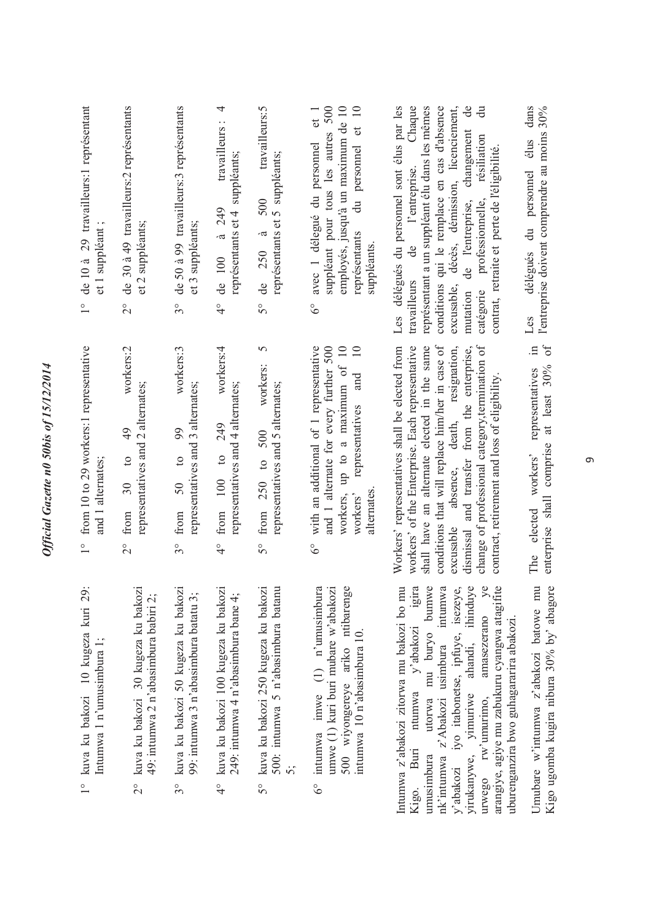1° kuva ku bakozi 10 kugeza kuri 29: Intumwa 1 n'umusimbura 1;

2° kuva ku bakozi 30 kugeza ku bakozi 49: intumwa 2 n'abasimbura babiri 2;

3° kuva ku bakozi 50 kugeza ku bakozi 99: intumwa 3 n'abasimbura batatu 3;

4° kuva ku bakozi 100 kugeza ku bakozi 249: intumwa 4 n'abasimbura bane 4;

5° kuva ku bakozi 250 kugeza ku bakozi 500: intumwa 5 n'abasimbura batanu 5;

6° intumwa imwe (1) n'umusimbura umwe (1) kuri buri mubare w'abakozi 500 wiyongereye ariko ntibarenge intumwa 10 n'abasimbura 10.

Intumwa z'abakozi zitorwa mu bakozi bo mu Kigo. Buri ntumwa y'abakozi igira umusimbura utorwa mu buryo bumwe nk'intumwa z'Abakozi usimbura intumwa y'abakozi iyo itabonetse, ipfuye, isezeye, yirukanywe, yimuriwe ahandi, ihinduye urwego rw'umurimo, amasezerano ye arangiye, agiye mu zabukuru cyangwa atagifite uburenganzira bwo guhagararira abakozi.

Umubare w'intumwa z'abakozi batowe mu Kigo ugomba kugira nibura 30% by' abagore

1° from 10 to 29 workers:1 representative and 1 alternates;

2° from 30 to 49 workers:2 representatives and 2 alternates;

3° from 50 to 99 workers:3 representatives and 3 alternates;

4° from 100 to 249 workers:4 representatives and 4 alternates;

5° from 250 to 500 workers: 5 representatives and 5 alternates;

6° with an additional of 1 representative and 1 alternate for every further 500 workers, up to a maximum of 10 workers' representatives and 10 alternates.

Workers' representatives shall be elected from workers' of the Enterprise. Each representative shall have an alternate elected in the same conditions that will replace him/her in case of excusable absence, death, resignation, dismissal and transfer from the enterprise, change of professional category,termination of contract, retirement and loss of eligibility.

The elected workers' representatives in enterprise shall comprise at least 30% of

1° de 10 à 29 travailleurs:1 représentant et 1 suppléant ;

2° de 30 à 49 travailleurs:2 représentants et 2 suppléants;

3° de 50 à 99 travailleurs:3 représentants et 3 suppléants;

4° de 100 à 249 travailleurs : 4 représentants et 4 suppléants;

5° de 250 à 500 travailleurs:5 représentants et 5 suppléants;

6° avec 1 délégué du personnel et 1 suppléant pour tous les autres 500 employés, jusqu'à un maximum de 10 représentants du personnel et 10 suppléants.

Les délégués du personnel sont élus par les travailleurs de l'entreprise. Chaque représentant a un suppléant élu dans les mêmes conditions qui le remplace en cas d'absence excusable, décès, démission, licenciement, mutation de l'entreprise, changement de catégorie professionnelle, résiliation du contrat, retraite et perte de l'éligibilité.

Les délégués du personnel élus dans l'entreprise doivent comprendre au moins 30%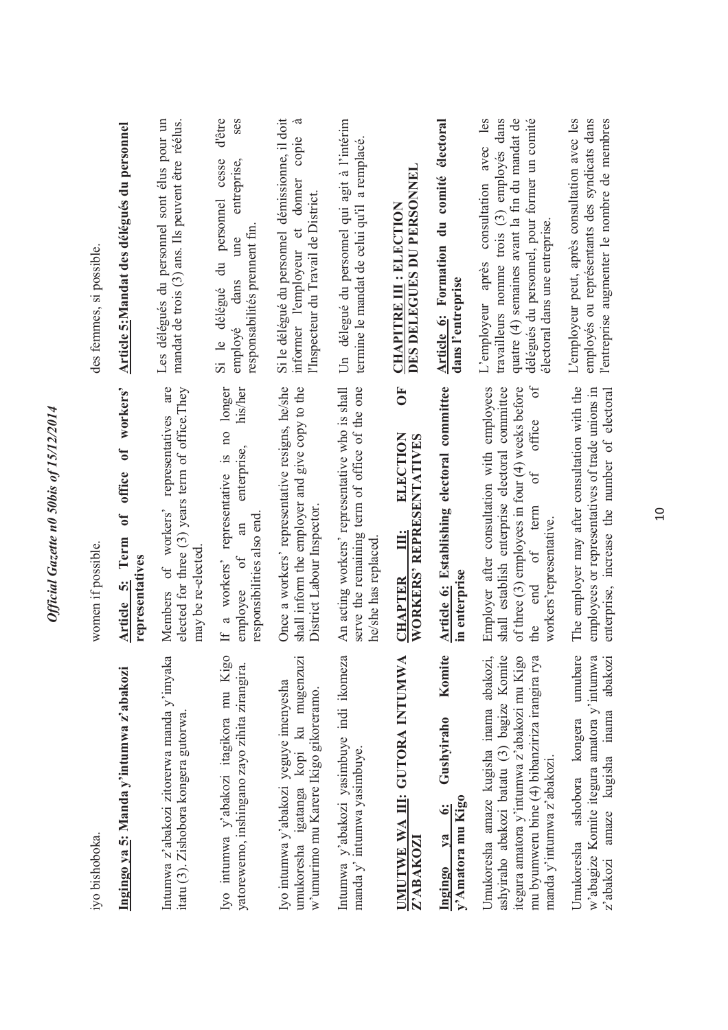iyo bishoboka.

**Ingingo ya 5: Manda y'intumwa z'abakozi**

Intumwa z'abakozi zitorerwa manda y'imyaka itatu (3). Zishobora kongera gutorwa.

Iyo intumwa y'abakozi itagikora mu Kigo yatorewemo, inshingano zayo zihita zirangira.

Iyo intumwa y'abakozi yeguye imenyesha umukoresha igatanga kopi ku mugenzuzi w'umurimo mu Karere Ikigo gikoreramo.

Intumwa y'abakozi yasimbuye indi ikomeza manda y' intumwa yasimbuye.

**UMUTWE WA III: GUTORA INTUMWA Z'ABAKOZI**

**Ingingo ya 6: Gushyiraho Komite y'Amatora mu Kigo**

Umukoresha amaze kugisha inama abakozi, ashyiraho abakozi batatu (3) bagize Komite itegura amatora y'intumwa z'abakozi mu Kigo mu byumweru bine (4) bibanziriza irangira rya manda y'intumwa z'abakozi.

Umukoresha ashobora kongera umubare w'abagize Komite itegura amatora y'intumwa z'abakozi amaze kugisha inama abakozi

women if possible.

**Article 5: Term of office of workers' representatives**

Members of workers' representatives are elected for three (3) years term of office.They may be re-elected.

If a workers' representative is no longer employee of an enterprise, his/her responsibilities also end.

Once a workers' representative resigns, he/she shall inform the employer and give copy to the District Labour Inspector.

An acting workers' representative who is shall serve the remaining term of office of the one he/she has replaced.

**CHAPTER III: ELECTION OF WORKERS' REPRESENTATIVES**

**Article 6: Establishing electoral committee in enterprise**

Employer after consultation with employees shall establish enterprise electoral committee of three (3) employees in four (4) weeks before the end of term of office of workers'representative.

The employer may after consultation with the employees or representatives of trade unions in enterprise, increase the number of electoral

des femmes, si possible.

**Article 5: Mandat des délégués du personnel**

Les délégués du personnel sont élus pour un mandat de trois (3) ans. Ils peuvent être réélus.

Si le délégué du personnel cesse d'être employé dans une entreprise, ses responsabilités prennent fin.

Si le délégué du personnel démissionne, il doit informer l'employeur et donner copie à l'Inspecteur du Travail de District.

Un délégué du personnel qui agit à l'intérim termine le mandat de celui qu'il a remplacé.

**CHAPITRE III : ELECTION DES DELEGUES DU PERSONNEL**

**Article 6: Formation du comité électoral dans l'entreprise**

L'employeur après consultation avec les travailleurs nomme trois (3) employés dans quatre (4) semaines avant la fin du mandat de délégués du personnel, pour former un comité électoral dans une entreprise.

L'employeur peut, après consultation avec les employés ou représentants des syndicats dans l'entreprise augmenter le nombre de membres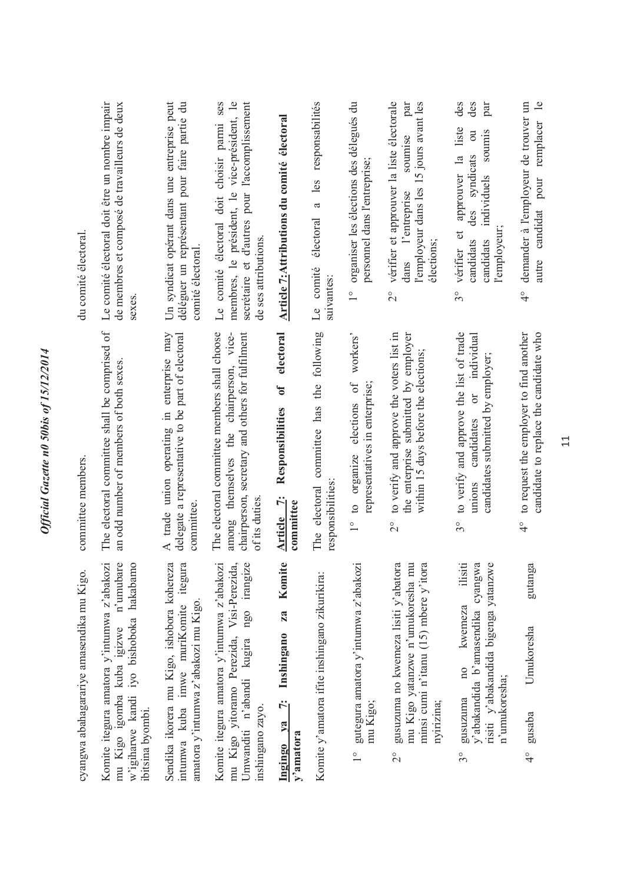cyangwa abahagarariye amasendika mu Kigo.

Komite itegura amatora y'intumwa z'abakozi mu Kigo igomba kuba igizwe n'umubare w'igiharwe kandi iyo bishoboka hakabamo ibitsina byombi.

Sendika ikorera mu Kigo, ishobora kohereza intumwa kuba imwe muriKomite itegura amatora y'intumwa z'abakozi mu Kigo.

Komite itegura amatora y'intumwa z'abakozi mu Kigo yitoramo Perezida, Visi-Perezida, Umwanditsi n'abandi kugira ngo irangize inshingano zayo.

**Ingingo ya 7: Inshingano za Komite y'amatora**

Komite y'amatora ifite inshingano zikurikira:

1° gutegura amatora y'intumwa z'abakozi mu Kigo;

2° gusuzuma no kwemeza lisiti y'abatora mu Kigo yatanzwe n'umukoresha mu minsi cumi n'itanu (15) mbere y'itora nyirizina;

3° gusuzuma no kwemeza ilisiti y'abakandida b'amasendika cyangwa risiti y'abakandida bigenga yatanzwe n'umukoresha;

4° gusaba Umukoresha gutanga

committee members.

The electoral committee shall be comprised of an odd number of members of both sexes.

A trade union operating in enterprise may delegate a representative to be part of electoral committee.

The electoral committee members shall choose among themselves the chairperson, vice-chairperson, secretary and others for fulfilment of its duties.

**Article 7: Responsibilities of electoral committee**

The electoral committee has the following responsibilities:

1° to organize elections of workers' representatives in enterprise;

2° to verify and approve the voters list in the enterprise submitted by employer within 15 days before the elections;

3° to verify and approve the list of trade unions candidates or individual candidates submitted by employer;

4° to request the employer to find another candidate to replace the candidate who

du comité électoral.

Le comité électoral doit être un nombre impair de membres et composé de travailleurs de deux sexes.

Un syndicat opérant dans une entreprise peut déléguer un représentant pour faire partie du comité électoral.

Le comité électoral doit choisir parmi ses membres, le président, le vice-président, le secrétaire et d'autres pour l'accomplissement de ses attributions.

**Article 7: Attributions du comité électoral**

Le comité électoral a les responsabilités suivantes:

1° organiser les élections des délégués du personnel dans l'entreprise;

2° vérifier et approuver la liste électorale dans l'entreprise soumise par l'employeur dans les 15 jours avant les élections;

3° vérifier et approuver la liste des candidats des syndicats ou des candidats individuels soumis par l'employeur;

4° demander à l'employeur de trouver un autre candidat pour remplacer le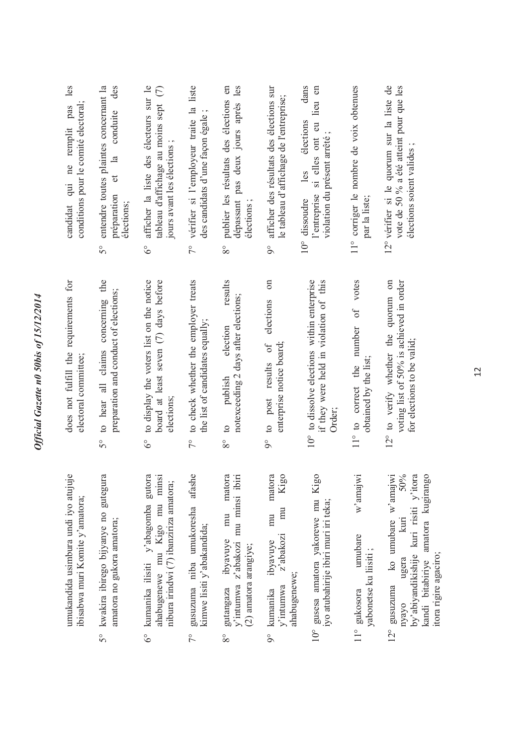umukandida usimbura undi iyo atujuje ibisabwa muri Komite y'amatora;

5° kwakira ibirego bijyanye no gutegura amatora no gukora amatora;

6° kumanika ilisiti y'abagomba gutora ahabugenewe mu Kigo mu minsi nibura irindwi (7) ibanziriza amatora;

7° gusuzuma niba umukoresha afashe kimwe lisiti y'abakandida;

8° gutangaza ibyavuye mu matora y'intumwa z'abakozi mu minsi ibiri (2) amatora arangiye;

9° kumanika ibyavuye mu matora y'intumwa z'abakozi mu Kigo ahabugenewe;

10° gusesa amatora yakorewe mu Kigo iyo atubahirije ibiri muri iri teka;

11° gukosora umubare w'amajwi yabonetse ku lisiti ;

12° gusuzuma ko umubare w'amajwi nyayo ugera kuri 50% by'abiyandikishije kuri risiti y'itora kandi bitabiriye amatora kugirango itora rigire agaciro;

does not fulfill the requirements for electoral committee;

5° to hear all claims concerning the preparation and conduct of elections;

6° to display the voters list on the notice board at least seven (7) days before elections;

7° to check whether the employer treats the list of candidates equally;

8° to publish election results notexceeding 2 days after elections;

9° to post results of elections on enterprise notice board;

10° to dissolve elections within enterprise if they were held in violation of this Order;

11° to correct the number of votes obtained by the list;

12° to verify whether the quorum on voting list of 50% is achieved in order for elections to be valid;

candidat qui ne remplit pas les conditions pour le comité electoral;

5° entendre toutes plaintes concernant la préparation et la conduite des élections;

6° afficher la liste des électeurs sur le tableau d'affichage au moins sept (7) jours avant les élections ;

7° vérifier si l'employeur traite la liste des candidats d'une façon égale ;

8° publier les résultats des élections en dépassant pas deux jours après les élections ;

9° afficher des résultats des élections sur le tableau d'affichage de l'entreprise;

10° dissoudre les élections dans l'entreprise si elles ont eu lieu en violation du présent arrêté ;

11° corriger le nombre de voix obtenues par la liste;

12° vérifier si le quorum sur la liste de vote de 50 % a été atteint pour que les élections soient valides ;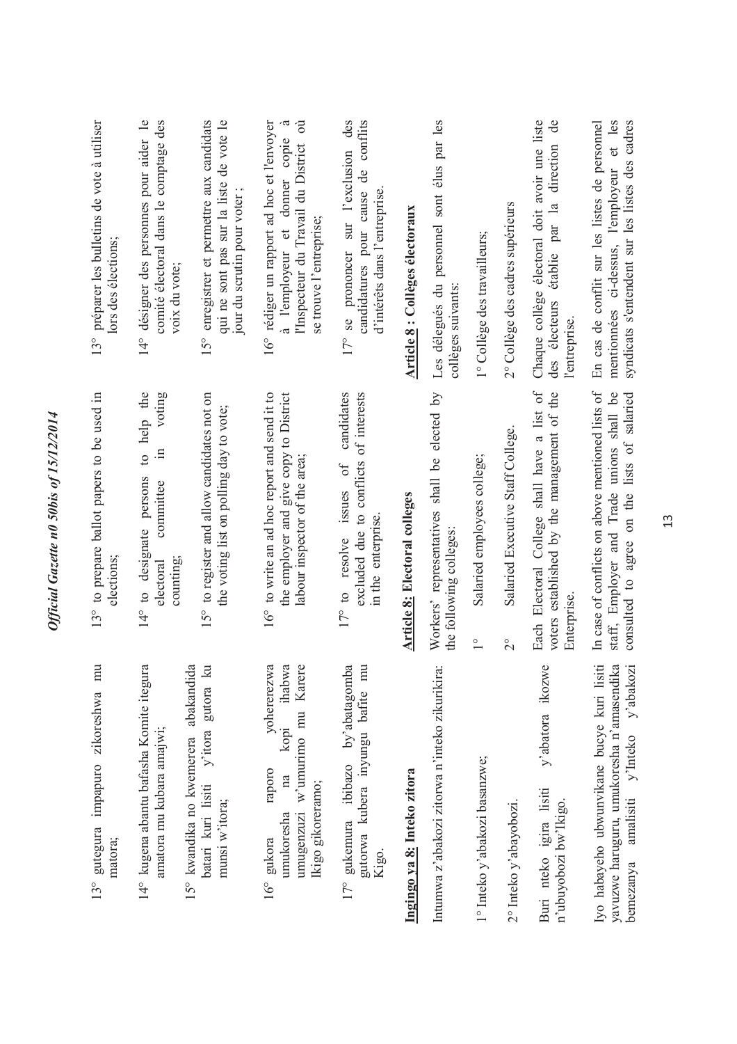13° gutegura impapuro zikoreshwa mu matora;

14° kugena abantu bafasha Komite itegura amatora mu kubara amajwi;

15° kwandika no kwemerera abakandida batari kuri lisiti y'itora gutora ku munsi w'itora;

16° gukora raporo yohererezwa umukoresha na kopi ihabwa umugenzuzi w'umurimo mu Karere Ikigo gikoreramo;

17° gukemura ibibazo by'abatagomba gutorwa kubera inyungu bafite mu Kigo.

**Ingingo ya 8: Inteko zitora**

Intumwa z'abakozi zitorwa n'inteko zikurikira:

1° Inteko y'abakozi basanzwe;

2° Inteko y'abayobozi.

Buri nteko igira lisiti y'abatora ikozwe n'ubuyobozi bw'Ikigo.

Iyo habayeho ubwumvikane bucye kuri lisiti yavuzwe haruguru, umukoresha n'amasendika bemezanya amalisiti y'Inteko y'abakozi

13° to prepare ballot papers to be used in elections;

14° to designate persons to help the electoral committee in voting counting;

15° to register and allow candidates not on the voting list on polling day to vote;

16° to write an ad hoc report and send it to the employer and give copy to District labour inspector of the area;

17° to resolve issues of candidates excluded due to conflicts of interests in the enterprise.

**Article 8: Electoral colleges**

Workers' representatives shall be elected by the following colleges:

1° Salaried employees college;

2° Salaried Executive Staff College.

Each Electoral College shall have a list of voters established by the management of the Enterprise.

In case of conflicts on above mentioned lists of staff, Employer and Trade unions shall be consulted to agree on the lists of salaried

13° préparer les bulletins de vote à utiliser lors des élections;

14° désigner des personnes pour aider le comité électoral dans le comptage des voix du vote;

15° enregistrer et permettre aux candidats qui ne sont pas sur la liste de vote le jour du scrutin pour voter ;

16° rédiger un rapport ad hoc et l'envoyer à l'employeur et donner copie à l'Inspecteur du Travail du District où se trouve l'entreprise;

17° se prononcer sur l'exclusion des candidatures pour cause de conflits d'intérêts dans l'entreprise.

**Article 8 : Collèges électoraux**

Les délégués du personnel sont élus par les collèges suivants:

1° Collège des travailleurs;

2° Collège des cadres supérieurs

Chaque collège électoral doit avoir une liste des électeurs établie par la direction de l'entreprise.

En cas de conflit sur les listes de personnel mentionnées ci-dessus, l'employeur et les syndicats s'entendent sur les listes des cadres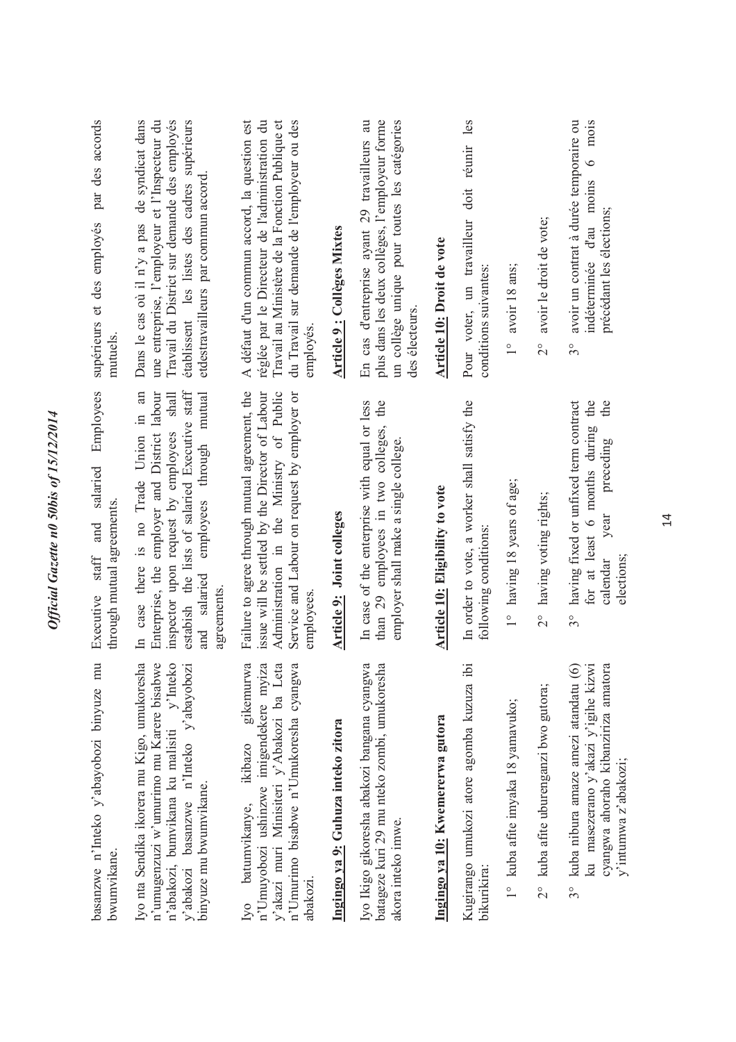basanzwe n'Inteko y'abayobozi binyuze mu bwumvikane.

Iyo nta Sendika ikorera mu Kigo, umukoresha n'umugenzuzi w'umurimo mu Karere bisabwe n'abakozi, bumvikana ku malisiti y'Inteko y'abakozi basanzwe n'Inteko y'abayobozi binyuze mu bwumvikane.

Iyo batumvikanye, ikibazo gikemurwa n'Umuyobozi ushinzwe imigendekere myiza y'akazi muri Minisiteri y'Abakozi ba Leta n'Umurimo bisabwe n'Umukoresha cyangwa abakozi.

## Ingingo ya 9: Guhuza inteko zitora

Iyo Ikigo gikoresha abakozi bangana cyangwa batageze kuri 29 mu nteko zombi, umukoresha akora inteko imwe.

## Ingingo ya 10: Kwemererwa gutora

Kugirango umukozi atore agomba kuzuza ibi bikurikira:

1° kuba afite imyaka 18 yamavuko;

2° kuba afite uburenganzi bwo gutora;

3° kuba nibura amaze amezi atandatu (6) ku masezerano y'akazi y'igihe kizwi cyangwa ahoraho kibanziriza amatora y'intumwa z'abakozi;

Executive staff and salaried Employees through mutual agreements.

In case there is no Trade Union in an Enterprise, the employer and District labour inspector upon request by employees shall establish the lists of salaried Executive staff and salaried employees through mutual agreements.

Failure to agree through mutual agreement, the issue will be settled by the Director of Labour Administration in the Ministry of Public Service and Labour on request by employer or employees.

## Article 9: Joint colleges

In case of the enterprise with equal or less than 29 employees in two colleges, the employer shall make a single college.

## Article 10: Eligibility to vote

In order to vote, a worker shall satisfy the following conditions:

1° having 18 years of age;

2° having voting rights;

3° having fixed or unfixed term contract for at least 6 months during the calendar year preceding the elections;

supérieurs et des employés par des accords mutuels.

Dans le cas où il n'y a pas de syndicat dans une entreprise, l'employeur et l'Inspecteur du Travail du District sur demande des employés établissent les listes des cadres supérieurs etdestravailleurs par commun accord.

A défaut d'un commun accord, la question est réglée par le Directeur de l'administration du Travail au Ministère de la Fonction Publique et du Travail sur demande de l'employeur ou des employés.

## Article 9 : Collèges Mixtes

En cas d'entreprise ayant 29 travailleurs au plus dans les deux collèges, l'employeur forme un collège unique pour toutes les catégories des électeurs.

## Article 10: Droit de vote

Pour voter, un travailleur doit réunir les conditions suivantes:

1° avoir 18 ans;

2° avoir le droit de vote;

3° avoir un contrat à durée temporaire ou indéterminée d'au moins 6 mois précédant les élections;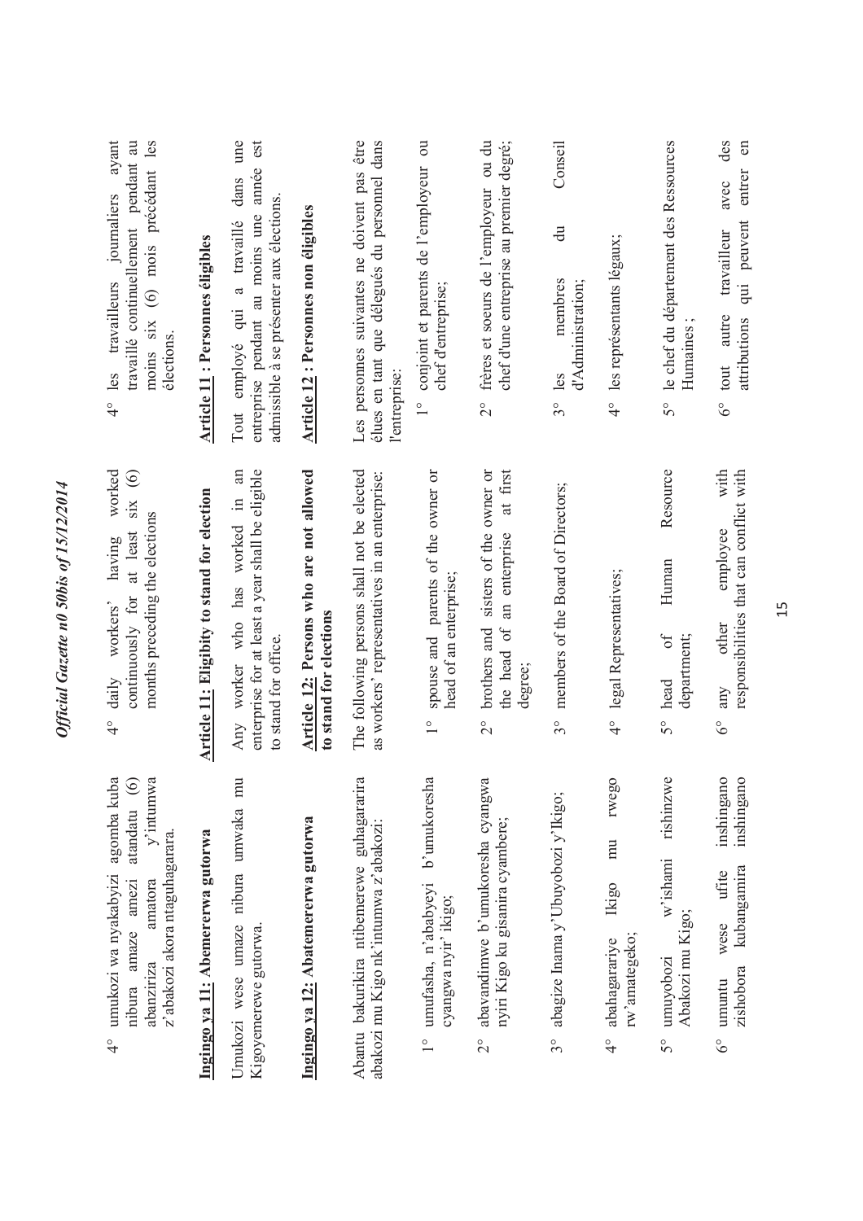4° umukozi wa nyakabyizi agomba kuba nibura amaze amezi atandatu (6) abanziriza amatora y'intumwa z'abakozi akora ntaguhagarara.

## Ingingo ya 11: Abemererwa gutorwa

Umukozi wese umaze nibura umwaka mu Kigoyemerewe gutorwa.

## Ingingo ya 12: Abatemererwa gutorwa

Abantu bakurikira ntibemerewe guhagararira abakozi mu Kigo nk'intumwa z'abakozi:

1° umufasha, n'ababyeyi b'umukoresha cyangwa nyir' ikigo;

2° abavandimwe b'umukoresha cyangwa nyiri Kigo ku gisanira cyambere;

3° abagize Inama y'Ubuyobozi y'Ikigo;

4° abahagarariye Ikigo mu rwego rw'amategeko;

5° umuyobozi w'ishami rishinzwe Abakozi mu Kigo;

6° umuntu wese ufite inshingano zishobora kubangamira inshingano

4° daily workers' having worked continuously for at least six (6) months preceding the elections

## Article 11: Eligibity to stand for election

Any worker who has worked in an enterprise for at least a year shall be eligible to stand for office.

## Article 12: Persons who are not allowed to stand for elections

The following persons shall not be elected as workers' representatives in an enterprise:

1° spouse and parents of the owner or head of an enterprise;

2° brothers and sisters of the owner or the head of an enterprise at first degree;

3° members of the Board of Directors;

4° legal Representatives;

5° head of Human Resource department;

6° any other employee with responsibilities that can conflict with

4° les travailleurs journaliers ayant travaillé continuellement pendant au moins six (6) mois précédant les élections.

## Article 11 : Personnes éligibles

Tout employé qui a travaillé dans une entreprise pendant au moins une année est admissible à se présenter aux élections.

## Article 12 : Personnes non éligibles

Les personnes suivantes ne doivent pas être élues en tant que délégués du personnel dans l'entreprise:

1° conjoint et parents de l'employeur ou chef d'entreprise;

2° frères et soeurs de l'employeur ou du chef d'une entreprise au premier degré;

3° les membres du Conseil d'Administration;

4° les représentants légaux;

5° le chef du département des Ressources Humaines ;

6° tout autre travailleur avec des attributions qui peuvent entrer en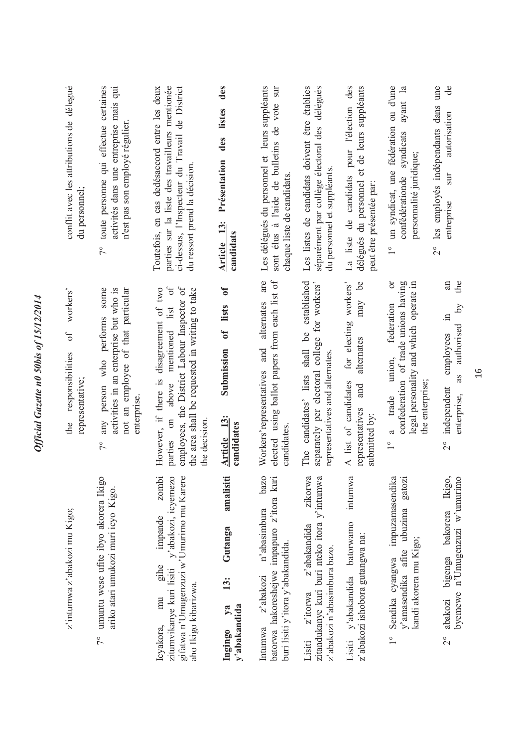z'intumwa z'abakozi mu Kigo;

7° umuntu wese ufite ibyo akorera Ikigo ariko atari umukozi muri icyo Kigo.

Icyakora, mu gihe impande zombi zitumvikanye kuri lisiti y'abakozi, icyemezo gifatwa n'Umugenzuzi w'Umurimo mu Karere aho Ikigo kibarizwa.

**Ingingo ya 13: Gutanga amalisiti y'abakandida**

Intumwa z'abakozi n'abasimbura bazo batorwa hakoreshejwe impapuro z'itora kuri buri lisiti y'itora y'abakandida.

Lisiti z'itorwa z'abakandida zikorwa zitandukanye kuri buri nteko itora y'intumwa z'abakozi n'abasimbura bazo.

Lisiti y'abakandida batorwamo intumwa z'abakozi ishobora gutangwa na:

1° Sendika cyangwa impuzamasendika y'amasendika afite ubuzima gatozi kandi akorera mu Kigo;

2° abakozi bigenga bakorera Ikigo, byemewe n'Umugenzuzi w'umurimo

the responsibilities of workers' representative;

7° any person who performs some activities in an enterprise but who is not an employee of that particular enterprise.

However, if there is disagreement of two parties on above mentioned list of employees, the District Labour Inspector of the area shall be requested in writing to take the decision.

**Article 13: Submission of lists of candidates**

Workers'representatives and alternates are elected using ballot papers from each list of candidates.

The candidates' lists shall be established separately per electoral college for workers' representatives and alternates.

A list of candidates for electing workers' representatives and alternates may be submitted by:

1° a trade union, federation or confederation of trade unions having legal personality and which operate in the enterprise;

2° independent employees in an enterprise, as authorised by the

conflit avec les attributions de délégué du personnel;

7° toute personne qui effectue certaines activités dans une entreprise mais qui n'est pas son employé régulier.

Toutefois, en cas dedésaccord entre les deux parties sur la liste des travailleurs mentionée ci-dessus, l'Inspecteur du Travail de District du ressort prend la décision.

**Article 13: Présentation des listes des candidats**

Les délégués du personnel et leurs suppléants sont élus à l'aide de bulletins de vote sur chaque liste de candidats.

Les listes de candidats doivent être établies séparément par collège électoral des délégués du personnel et suppléants.

La liste de candidats pour l'élection des délégués du personnel et de leurs suppléants peut être présentée par:

1° un syndicat, une fédération ou d'une confédérationde syndicats ayant la personnalité juridique;

2° les employés indépendants dans une entreprise sur autorisation de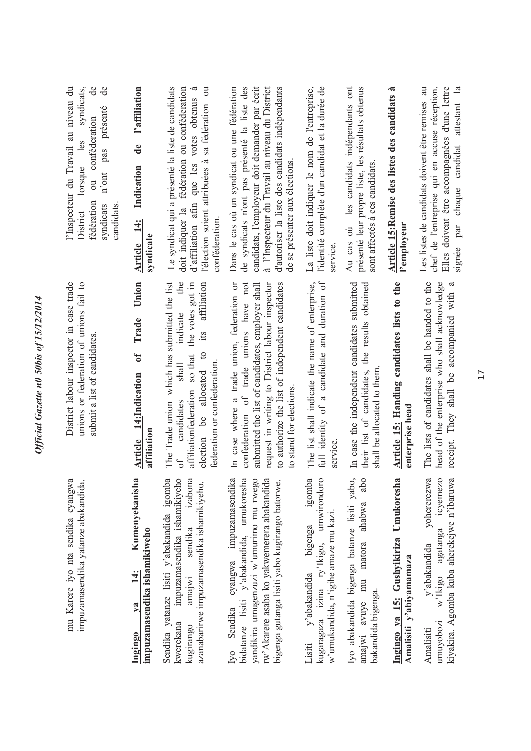mu Karere iyo nta sendika cyangwa impuzamasendika yatanze abakandida.

District labour inspector in case trade unions or federation of unions fail to submit a list of candidates.

l'Inspecteur du Travail au niveau du District lorsque les syndicats, fédération ou confédération de syndicats n'ont pas présenté de candidats.

**Ingingo ya 14: Kumenyekanisha impuzamasendika ishamikiyeho**

Sendika yatanze lisiti y'abakandida igomba kwerekana impuzamasendika ishamikiyeho kugirango amajwi sendika izabona azanabarirwe impuzamasendika ishamikiyeho.

Iyo Sendika cyangwa impuzamasendika bidatanze lisiti y'abakandida, umukoresha yandikira umugenzuzi w'umurimo mu rwego rw'Akarere asaba ko yakwemerera abakandida bigenga gutanga lisiti yabo kugirango batorwe.

Lisiti y'abakandida bigenga igomba kugaragaza izina ry'Ikigo, umwirondoro w'umukandida, n'igihe amaze mu kazi.

Iyo abakandida bigenga batanze lisiti yabo, amajwi avuye mu matora ahabwa abo bakandida bigenga.

**Ingingo ya 15: Gushyikiriza Umukoresha Amalisiti y'abiyamamaza**

Amalisiti y'abakandida yohererezwa umuyobozi w'Ikigo agatanga icyemezo kiyakira. Agomba kuba aherekejwe n'ibaruwa

**Article 14:Indication of Trade Union affiliation**

The Trade union which has submitted the list of candidates shall indicate the affiliationfederation so that the votes got in election be allocated to its affiliation federation or confederation.

In case where a trade union, federation or confederation of trade unions have not submitted the list of candidates, employer shall request in writing to District labour inspector to authorize the list of independent candidates to stand for elections.

The list shall indicate the name of enterprise, full identity of a candidate and duration of service.

In case the independent candidates submitted their list of candidates, the results obtained shall be allocated to them.

**Article 15: Handing candidates lists to the enterprise head**

The lists of candidates shall be handed to the head of the enterprise who shall acknowledge receipt. They shall be accompanied with a

**Article 14: Indication de l'affiliation syndicale**

Le syndicat qui a présenté la liste de candidats doit indiquer la fédération ou confédération d'affiliation afin que les votes obtenus à l'élection soient attribuées à sa fédération ou confédération.

Dans le cas où un syndicat ou une fédération de syndicats n'ont pas présenté la liste des candidats, l'employeur doit demander par écrit à l'Inspecteur du Travail au niveau du District d'autoriser la liste des candidats indépendants de se présenter aux élections.

La liste doit indiquer le nom de l'entreprise, l'identité complète d'un candidat et la durée de service.

Au cas où les candidats indépendants ont présenté leur propre liste, les résultats obtenus sont affectés à ces candidats.

**Article 15:Remise des listes des candidats à l'employeur**

Les listes de candidats doivent être remises au chef de l'entreprise qui en accuse réception. Elles doivent être accompagnées d'une lettre signée par chaque candidat attestant la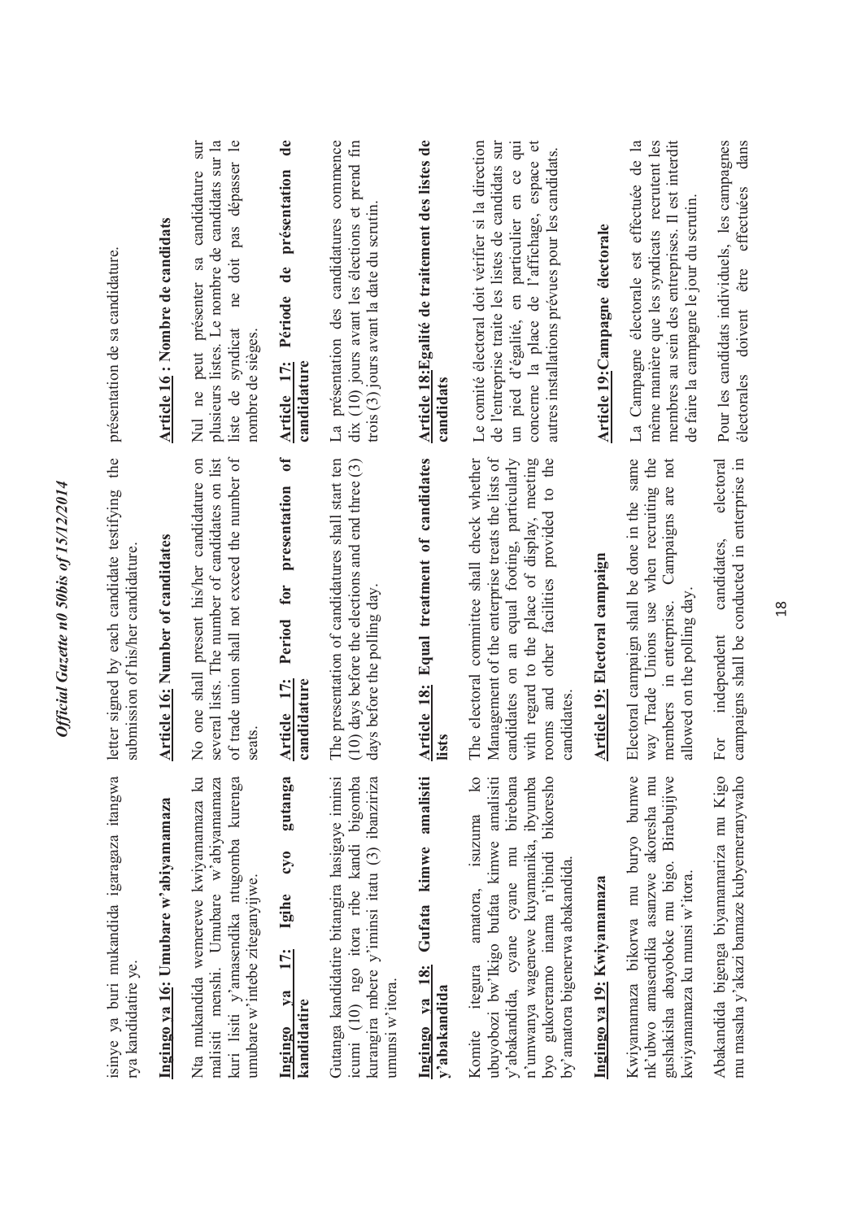isinye ya buri mukandida igaragaza itangwa rya kandidatire ye.

**Ingingo ya 16: Umubare w'abiyamamaza**

Nta mukandida wemerewe kwiyamamaza ku malisiti menshi. Umubare w'abiyamamaza kuri lisiti y'amasendika ntugomba kurenga umubare w'intebe ziteganyijwe.

**Ingingo ya 17: Igihe cyo gutanga kandidatire**

Gutanga kandidatire bitangira hasigaye iminsi icumi (10) ngo itora ribe kandi bigomba kurangira mbere y'iminsi itatu (3) ibanziriza umunsi w'itora.

**Ingingo ya 18: Gufata kimwe amalisiti y'abakandida**

Komite itegura amatora, isuzuma ko ubuyobozi bw'Ikigo bufata kimwe amalisiti y'abakandida, cyane cyane mu birebana n'umwanya wagenewe kuyamanika, ibyumba byo gukoreramo inama n'ibindi bikoresho by'amatora bigenerwa abakandida.

**Ingingo ya 19: Kwiyamamaza**

Kwiyamamaza bikorwa mu buryo bumwe nk'ubwo amasendika asanzwe akoresha mu gushakisha abayoboke mu bigo. Birabujijwe kwiyamamaza ku munsi w'itora.

Abakandida bigenga biyamamariza mu Kigo mu masaha y'akazi bamaze kubyemeranywaho

letter signed by each candidate testifying the submission of his/her candidature.

**Article 16: Number of candidates**

No one shall present his/her candidature on several lists. The number of candidates on list of trade union shall not exceed the number of seats.

**Article 17: Period for presentation of candidature**

The presentation of candidatures shall start ten (10) days before the elections and end three (3) days before the polling day.

**Article 18: Equal treatment of candidates lists**

The electoral committee shall check whether Management of the enterprise treats the lists of candidates on an equal footing, particularly with regard to the place of display, meeting rooms and other facilities provided to the candidates.

**Article 19: Electoral campaign**

Electoral campaign shall be done in the same way Trade Unions use when recruiting the members in enterprise. Campaigns are not allowed on the polling day.

For independent candidates, electoral campaigns shall be conducted in enterprise in

présentation de sa candidature.

**Article 16 : Nombre de candidats**

Nul ne peut présenter sa candidature sur plusieurs listes. Le nombre de candidats sur la liste de syndicat ne doit pas dépasser le nombre de sièges.

**Article 17: Période de présentation de candidature**

La présentation des candidatures commence dix (10) jours avant les élections et prend fin trois (3) jours avant la date du scrutin.

**Article 18:Egalité de traitement des listes de candidats**

Le comité électoral doit vérifier si la direction de l'entreprise traite les listes de candidats sur un pied d'égalité, en particulier en ce qui concerne la place de l'affichage, espace et autres installations prévues pour les candidats.

**Article 19:Campagne électorale**

La Campagne électorale est effectuée de la même manière que les syndicats recrutent les membres au sein des entreprises. Il est interdit de faire la campagne le jour du scrutin.

Pour les candidats individuels, les campagnes électorales doivent être effectuées dans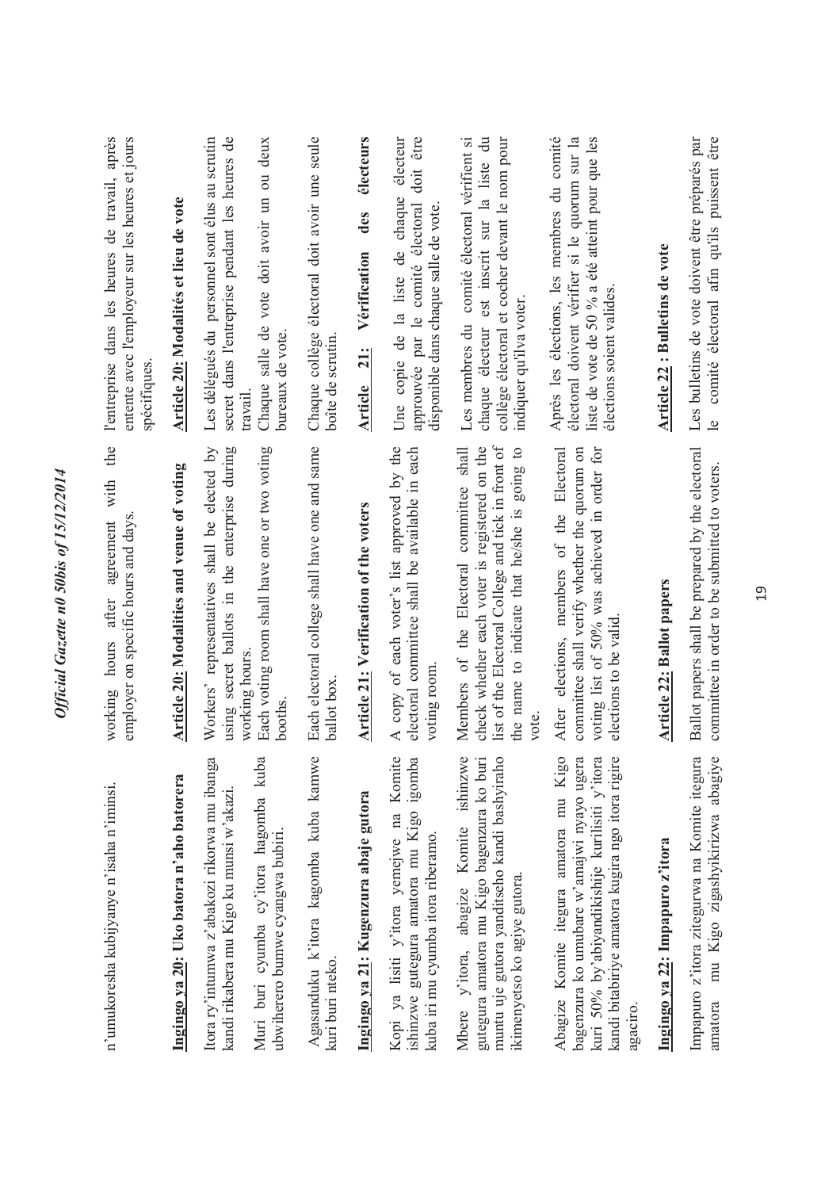n'umukoresha kubijyanye n'isaha n'iminsi.

working hours after agreement with the employer on specific hours and days.

l'entreprise dans les heures de travail, après entente avec l'employeur sur les heures et jours spécifiques.

**Ingingo ya 20: Uko batora n'aho batorera**

Itora ry'intumwa z'abakozi rikorwa mu ibanga kandi rikabera mu Kigo ku munsi w'akazi.

Muri buri cyumba cy'itora hagomba kuba ubwihererero bumwe cyangwa bubiri.

Agasanduku k'itora kagomba kuba kamwe kuri buri nteko.

**Article 20: Modalities and venue of voting**

Workers' representatives shall be elected by using secret ballots in the enterprise during working hours.

Each voting room shall have one or two voting booths.

Each electoral college shall have one and same ballot box.

**Article 20: Modalités et lieu de vote**

Les délégués du personnel sont élus au scrutin secret dans l'entreprise pendant les heures de travail.

Chaque salle de vote doit avoir un ou deux bureaux de vote.

Chaque collège électoral doit avoir une seule boîte de scrutin.

**Ingingo ya 21: Kugenzura abaje gutora**

Kopi ya lisiti y'itora yemejwe na Komite ishinzwe gutegura amatora mu Kigo igomba kuba iri mu cyumba itora riberamo.

Mbere y'itora, abagize Komite ishinzwe gutegura amatora mu Kigo bagenzura ko buri muntu uje gutora yanditseho kandi bashyiraho ikimenyetso ko agiye gutora.

Abagize Komite itegura amatora mu Kigo bagenzura ko umubare w'amajwi nyayo ugera kuri 50% by'abiyandikishije kurilisiti y'itora kandi bitabiriye amatora kugira ngo itora rigire agaciro.

**Article 21: Verification of the voters**

A copy of each voter's list approved by the electoral committee shall be available in each voting room.

Members of the Electoral committee shall check whether each voter is registered on the list of the Electoral College and tick in front of the name to indicate that he/she is going to vote.

After elections, members of the Electoral committee shall verify whether the quorum on voting list of 50% was achieved in order for elections to be valid.

**Article 21: Vérification des électeurs**

Une copie de la liste de chaque électeur approuvée par le comité électoral doit être disponible dans chaque salle de vote.

Les membres du comité électoral vérifient si chaque électeur est inscrit sur la liste du collège électoral et cocher devant le nom pour indiquer qu'il va voter.

Après les élections, les membres du comité électoral doivent vérifier si le quorum sur la liste de vote de 50 % a été atteint pour que les élections soient valides.

**Ingingo ya 22: Impapuro z'itora**

Impapuro z'itora zitegurwa na Komite itegura amatora mu Kigo zigashyikirizwa abagiye

**Article 22: Ballot papers**

Ballot papers shall be prepared by the electoral committee in order to be submitted to voters.

**Article 22 : Bulletins de vote**

Les bulletins de vote doivent être préparés par le comité électoral afin qu'ils puissent être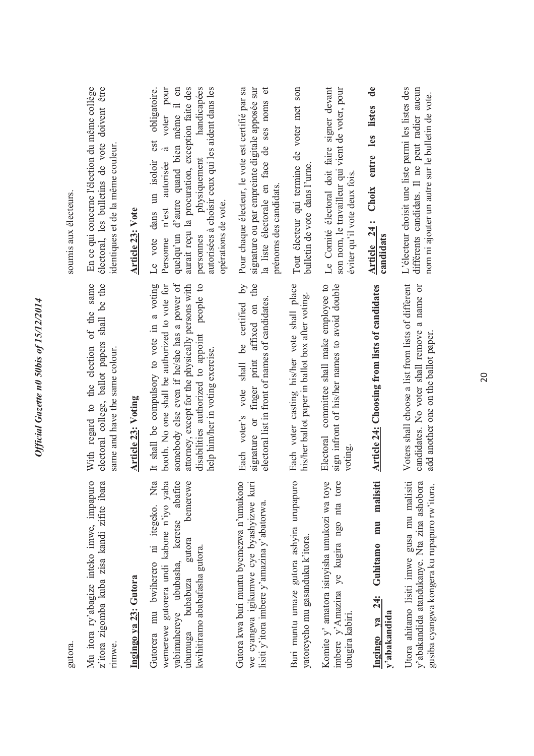gutora.

Mu itora ry'abagize inteko imwe, impapuro z'itora zigomba kuba zisa kandi zifite ibara rimwe.

**Ingingo ya 23: Gutora**

Gutorera mu bwiherero ni itegeko. Nta wemerewe gutorera undi kabone n'iyo yaba yabimuhereye ububasha, keretse abafite ubumuga bubabuza gutora bemerewe kwihitiramo ababafasha gutora.

Gutora kwa buri muntu byemezwa n'umukono we cyangwa igikumwe cye byashyizwe kuri lisiti y'itora imbere y'amazina y'abatorwa.

Buri muntu umaze gutora ashyira urupapuro yatoreyeho mu gasanduku k'itora.

Komite y' amatora isinyisha umukozi wa toye imbere y'Amazina ye kugira ngo nta tore ubugira kabiri.

**Ingingo ya 24: Guhitamo mu malisiti y'abakandida**

Utora ahitamo lisiti imwe gusa mu malisiti y'abakandida atandukanye. Nta zina ashobora gusiba cyangwa kongera ku rupapuro rw'itora.

With regard to the election of the same electoral college, ballot papers shall be the same and have the same colour.

**Article 23: Voting**

It shall be compulsory to vote in a voting booth. No one shall be authorized to vote for somebody else even if he/she has a power of attorney, except for the physically persons with disabilities authorized to appoint people to help him/her in voting exercise.

Each voter's vote shall be certified by signature or finger print affixed on the electoral list in front of names of candidates.

Each voter casting his/her vote shall place his/her ballot paper in ballot box after voting.

Electoral committee shall make employee to sign infront of his/her names to avoid double voting.

**Article 24: Choosing from lists of candidates**

Voters shall choose a list from lists of different candidates. No voter shall remove a name or add another one on the ballot paper.

soumis aux électeurs.

En ce qui concerne l'élection du même collège électoral, les bulletins de vote doivent être identiques et de la même couleur.

**Article 23: Vote**

Le vote dans un isoloir est obligatoire. Personne n'est autorisée à voter pour quelqu'un d'autre quand bien même il en aurait reçu la procuration, exception faite des personnes physiquement handicapées autorisées à choisir ceux qui les aident dans les opérations de vote.

Pour chaque électeur, le vote est certifié par sa signature ou par empreinte digitale apposée sur la liste électorale en face de ses noms et prénoms des candidats.

Tout électeur qui termine de voter met son bulletin de vote dans l'urne.

Le Comité électoral doit faire signer devant son nom, le travailleur qui vient de voter, pour éviter qu'il vote deux fois.

**Article 24 : Choix entre les listes de candidats**

L'électeur choisit une liste parmi les listes des différents candidats. Il ne peut radier aucun nom ni ajouter un autre sur le bulletin de vote.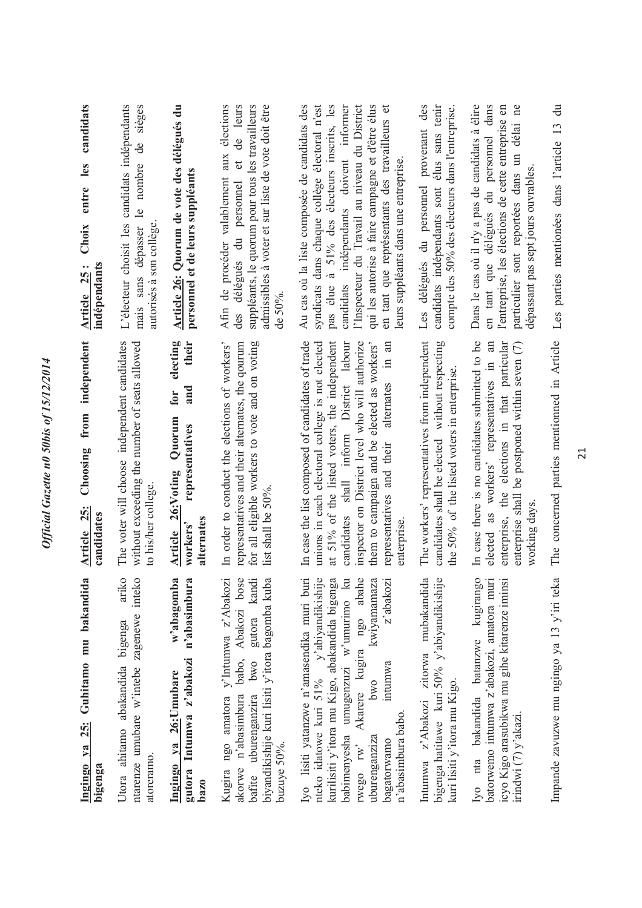**Ingingo ya 25: Guhitamo mu bakandida bigenga**

Utora ahitamo abakandida bigenga ariko ntarenze umubare w'intebe zagenewe inteko atoreramo.

**Ingingo ya 26: Umubare w'abagomba gutora Intumwa z'abakozi n'abasimbura bazo**

Kugira ngo amatora y'Intumwa z'Abakozi akorwe n'abasimbura babo, Abakozi bose bafite uburenganzira bwo gutora kandi biyandikishije kuri lisiti y'itora bagomba kuba buzuye 50%.

Iyo lisiti yatanzwe n'amasendika muri buri nteko idatowe kuri 51% y'abiyandikishije kurilisiti y'itora mu Kigo, abakandida bigenga babimenyesha umugenzuzi w'umurimo ku rwego rw' Akarere kugira ngo abahe uburenganziza bwo kwiyamamaza bagatorwamo intumwa z'abakozi n'abasimbura babo.

Intumwa z'Abakozi zitorwa mubakandida bigenga hatitawe kuri 50% y'abiyandikishije kuri lisiti y'itora mu Kigo.

Iyo nta bakandida batanzwe kugirango batorwemo intumwa z'abakozi, amatora muri icyo Kigo arasubikwa mu gihe kitarenze iminsi irindwi (7) y'akazi.

Impande zavuzwe mu ngingo ya 13 y'iri teka

**Article 25: Choosing from independent candidates**

The voter will choose independent candidates without exceeding the number of seats allowed to his/her college.

**Article 26: Voting Quorum for electing workers' representatives and their alternates**

In order to conduct the elections of workers' representatives and their alternates, the quorum for all eligible workers to vote and on voting list shall be 50%.

In case the list composed of candidates of trade unions in each electoral college is not elected at 51% of the listed voters, the independent candidates shall inform District labour inspector on District level who will authorize them to campaign and be elected as workers' representatives and their alternates in an enterprise.

The workers' representatives from independent candidates shall be elected without respecting the 50% of the listed voters in enterprise.

In case there is no candidates submitted to be elected as workers' representatives in an enterprise, the elections in that particular enterprise shall be postponed within seven (7) working days.

The concerned parties mentionned in Article

**Article 25 : Choix entre les candidats indépendants**

L'électeur choisit les candidats indépendants mais sans dépasser le nombre de sièges autorisés à son collège.

**Article 26: Quorum de vote des délégués du personnel et de leurs suppléants**

Afin de procéder valablement aux élections des délégués du personnel et de leurs suppléants, le quorum pour tous les travailleurs admissibles à voter et sur liste de vote doit être de 50%.

Au cas où la liste composée de candidats des syndicats dans chaque collège électoral n'est pas élue à 51% des électeurs inscrits, les candidats indépendants doivent informer l'Inspecteur du Travail au niveau du District qui les autorise à faire campagne et d'être élus en tant que représentants des travailleurs et leurs suppléants dans une entreprise.

Les délégués du personnel provenant des candidats indépendants sont élus sans tenir compte des 50% des électeurs dans l'entreprise.

Dans le cas où il n'y a pas de candidats à élire en tant que délégués du personnel dans l'entreprise, les élections de cette entreprise en particulier sont reportées dans un délai ne dépassant pas sept jours ouvrables.

Les parties mentionées dans l'article 13 du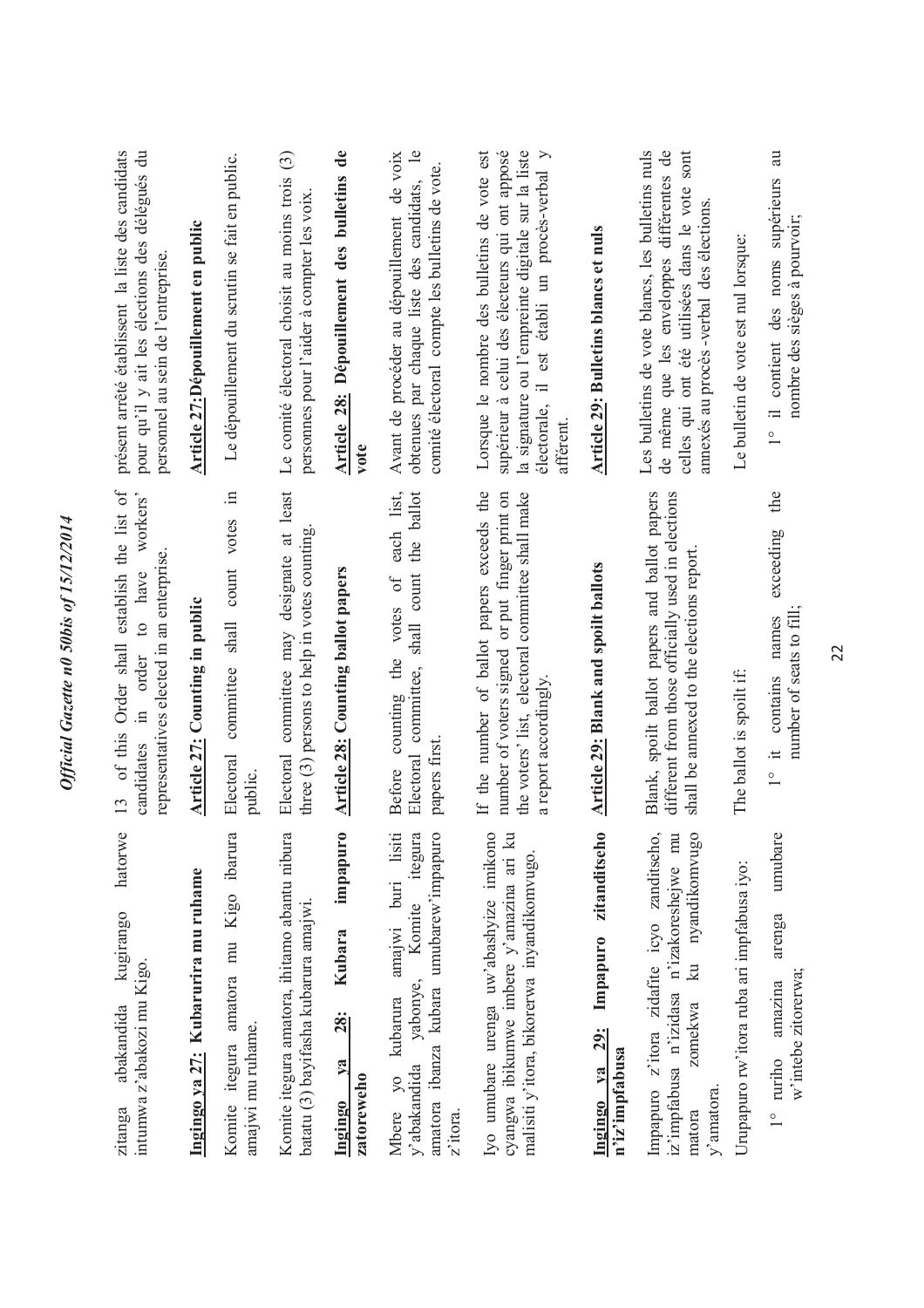zitanga abakandida kugirango hatorwe intumwa z'abakozi mu Kigo.

**Ingingo ya 27: Kubarurira mu ruhame**

Komite itegura amatora mu Kigo ibarura amajwi mu ruhame.

Komite itegura amatora, ihitamo abantu nibura batatu (3) bayifasha kubarura amajwi.

**Ingingo ya 28: Kubara impapuro zatoreweho**

Mbere yo kubarura amajwi buri lisiti y'abakandida yabonye, Komite itegura amatora ibanza kubara umubarew'impapuro z'itora.

Iyo umubare urenga uw'abashyize imikono cyangwa ibikumwe imbere y'amazina ari ku malisiti y'itora, bikorerwa inyandikomvugo.

**Ingingo ya 29: Impapuro zitanditseho n'iz'impfabusa**

Impapuro z'itora zidafite icyo zanditseho, iz'impfabusa n'izidasa n'izakoreshejwe mu matora zomekwa ku nyandikomvugo y'amatora.

Urupapuro rw'itora ruba ari impfabusa iyo:

1° ruriho amazina arenga umubare w'intebe zitorerwa;

13 of this Order shall establish the list of candidates in order to have workers' representatives elected in an enterprise.

**Article 27: Counting in public**

Electoral committee shall count votes in public.

Electoral committee may designate at least three (3) persons to help in votes counting.

**Article 28: Counting ballot papers**

Before counting the votes of each list, Electoral committee, shall count the ballot papers first.

If the number of ballot papers exceeds the number of voters signed or put finger print on the voters' list, electoral committee shall make a report accordingly.

**Article 29: Blank and spoilt ballots**

Blank, spoilt ballot papers and ballot papers different from those officially used in elections shall be annexed to the elections report.

The ballot is spoilt if:

1° it contains names exceeding the number of seats to fill;

présent arrêté établissent la liste des candidats pour qu'il y ait les élections des délégués du personnel au sein de l'entreprise.

**Article 27: Dépouillement en public**

Le dépouillement du scrutin se fait en public.

Le comité électoral choisit au moins trois (3) personnes pour l'aider à compter les voix.

**Article 28: Dépouillement des bulletins de vote**

Avant de procéder au dépouillement de voix obtenues par chaque liste des candidats, le comité électoral compte les bulletins de vote.

Lorsque le nombre des bulletins de vote est supérieur à celui des électeurs qui ont apposé la signature ou l'empreinte digitale sur la liste électorale, il est établi un procès-verbal y afférent.

**Article 29: Bulletins blancs et nuls**

Les bulletins de vote blancs, les bulletins nuls de même que les enveloppes différentes de celles qui ont été utilisées dans le vote sont annexés au procès -verbal des élections.

Le bulletin de vote est nul lorsque:

1° il contient des noms supérieurs au nombre des sièges à pourvoir;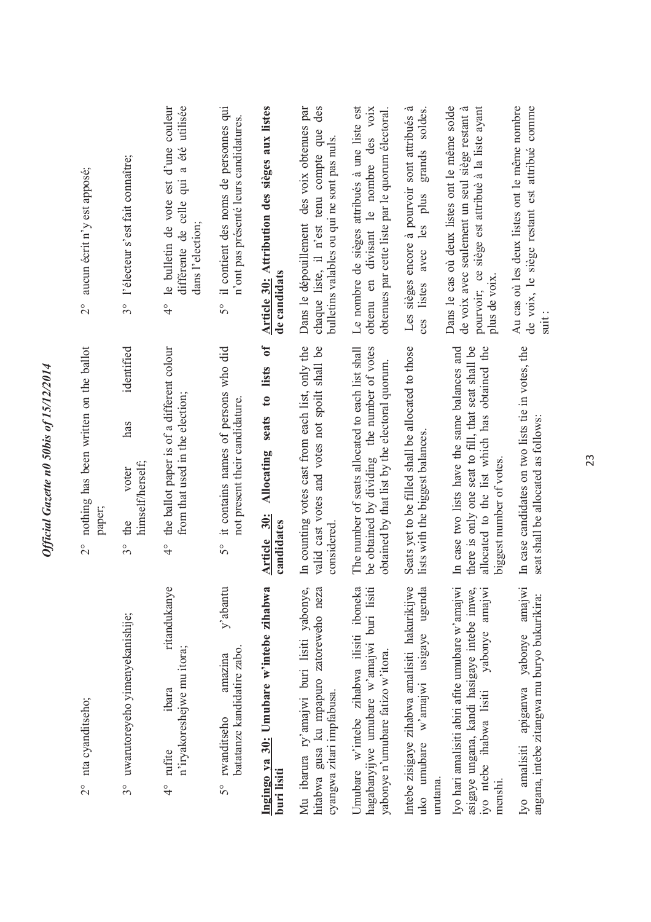2° nta cyanditseho;

3° uwarutoreyeho yimenyekanishije;

4° rufite ibara ritandukanye n'iryakoreshejwe mu itora;

5° rwanditseho amazina y'abantu batatanze kandidatire zabo.

**Ingingo ya 30: Umubare w'intebe zihabwa buri lisiti**

Mu ibarura ry'amajwi buri lisiti yabonye, hitabwa gusa ku mpapuro zatoreweho neza cyangwa zitari impfabusa.

Umubare w'intebe zihabwa ilisiti iboneka hagabanyijwe umubare w'amajwi buri lisiti yabonye n'umubare fatizo w'itora.

Intebe zisigaye zihabwa amalisiti hakurikijwe uko umubare w'amajwi usigaye ugenda urutana.

Iyo hari amalisiti abiri afite umubare w'amajwi asigaye ungana, kandi hasigaye intebe imwe, iyo ntebe ihabwa lisiti yabonye amajwi menshi.

Iyo amalisiti apiganwa yabonye amajwi angana, intebe zitangwa mu buryo bukurikira:

2° nothing has been written on the ballot paper;

3° the voter has identified himself/herself;

4° the ballot paper is of a different colour from that used in the election;

5° it contains names of persons who did not present their candidature.

**Article 30: Allocating seats to lists of candidates**

In counting votes cast from each list, only the valid cast votes and votes not spoilt shall be considered.

The number of seats allocated to each list shall be obtained by dividing the number of votes obtained by that list by the electoral quorum.

Seats yet to be filled shall be allocated to those lists with the biggest balances.

In case two lists have the same balances and there is only one seat to fill, that seat shall be allocated to the list which has obtained the biggest number of votes.

In case candidates on two lists tie in votes, the seat shall be allocated as follows:

2° aucun écrit n'y est apposé;

3° l'électeur s'est fait connaître;

4° le bulletin de vote est d'une couleur différente de celle qui a été utilisée dans l'élection;

5° il contient des noms de personnes qui n'ont pas présenté leurs candidatures.

**Article 30: Attribution des sièges aux listes de candidats**

Dans le dépouillement des voix obtenues par chaque liste, il n'est tenu compte que des bulletins valables ou qui ne sont pas nuls.

Le nombre de sièges attribués à une liste est obtenu en divisant le nombre des voix obtenues par cette liste par le quorum électoral.

Les sièges encore à pourvoir sont attribués à ces listes avec les plus grands soldes.

Dans le cas où deux listes ont le même solde de voix avec seulement un seul siège restant à pourvoir, ce siège est attribué à la liste ayant plus de voix.

Au cas où les deux listes ont le même nombre de voix, le siège restant est attribué comme suit :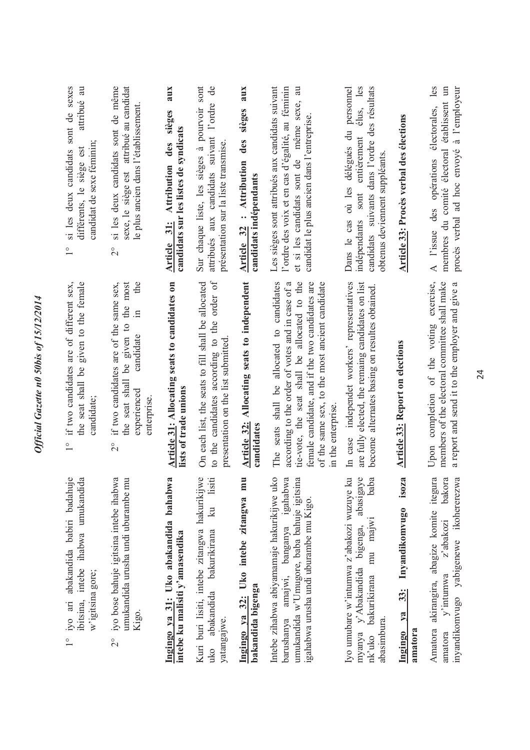1° iyo ari abakandida babiri badahuje ibitsina, intebe ihabwa umukandida w'igitsina gore;

2° iyo bose bahuje igitsina intebe ihabwa umukandida urusha undi uburambe mu Kigo.

**Ingingo ya 31: Uko abakandida bahabwa intebe ku malisiti y'amasendika**

Kuri buri lisiti, intebe zitangwa hakurikijwe uko abakandida bakurikirana ku lisiti yatangajwe.

**Ingingo ya 32: Uko intebe zitangwa mu bakandida bigenga**

Intebe zihabwa abiyamamaje hakurikijwe uko barushanya amajwi, banganya igahabwa umukandida w'Umugore, baba bahuje igitsina igahabwa urusha undi uburambe mu Kigo.

Iyo umubare w'intumwa z'abakozi wuzuye ku myanya y'Abakandida bigenga, abasigaye nk'uko bakurikirana mu majwi baba abasimbura.

**Ingingo ya 33: Inyandikomvugo isoza amatora**

Amatora akirangira, abagize komite itegura amatora y'intumwa z'abakozi bakora inyandikomvugo yabigenewe ikohererezwa

1° if two candidates are of different sex, the seat shall be given to the female candidate;

2° if two candidates are of the same sex, the seat shall be given to the most experienced candidate in the enterprise.

**Article 31: Allocating seats to candidates on lists of trade unions**

On each list, the seats to fill shall be allocated to the candidates according to the order of presentation on the list submitted.

**Article 32: Allocating seats to independent candidates**

The seats shall be allocated to candidates according to the order of votes and in case of a tie-vote, the seat shall be allocated to the female candidate, and if the two candidates are of the same sex, to the most ancient candidate in the enterprise.

In case independet workers' representatives are fully elected, the remaing candidates on list become alternates basing on resultes obtained.

**Article 33: Report on elections**

Upon completion of the voting exercise, members of the electoral committee shall make a report and send it to the employer and give a

1° si les deux candidats sont de sexes différents, le siège est attribué au candidat de sexe féminin;

2° si les deux candidats sont de même sexe, le siège est attribué au candidat le plus ancien dans l'établissement.

**Article 31: Attribution des sièges aux candidats sur les listes de syndicats**

Sur chaque liste, les sièges à pourvoir sont attribués aux candidats suivant l'ordre de présentation sur la liste transmise.

**Article 32 : Attribution des sièges aux candidats indépendants**

Les sièges sont attribués aux candidats suivant l'ordre des voix et en cas d'égalité, au féminin et si les candidats sont de même sexe, au candidat le plus ancien dans l'entreprise.

Dans le cas où les délégués du personnel indépendants sont entièrement élus, les candidats suivants dans l'ordre des résultats obtenus deviennent suppléants.

**Article 33: Procès verbal des élections**

A l'issue des opérations électorales, les membres du comité électoral établissent un procès verbal ad hoc envoyé à l'employeur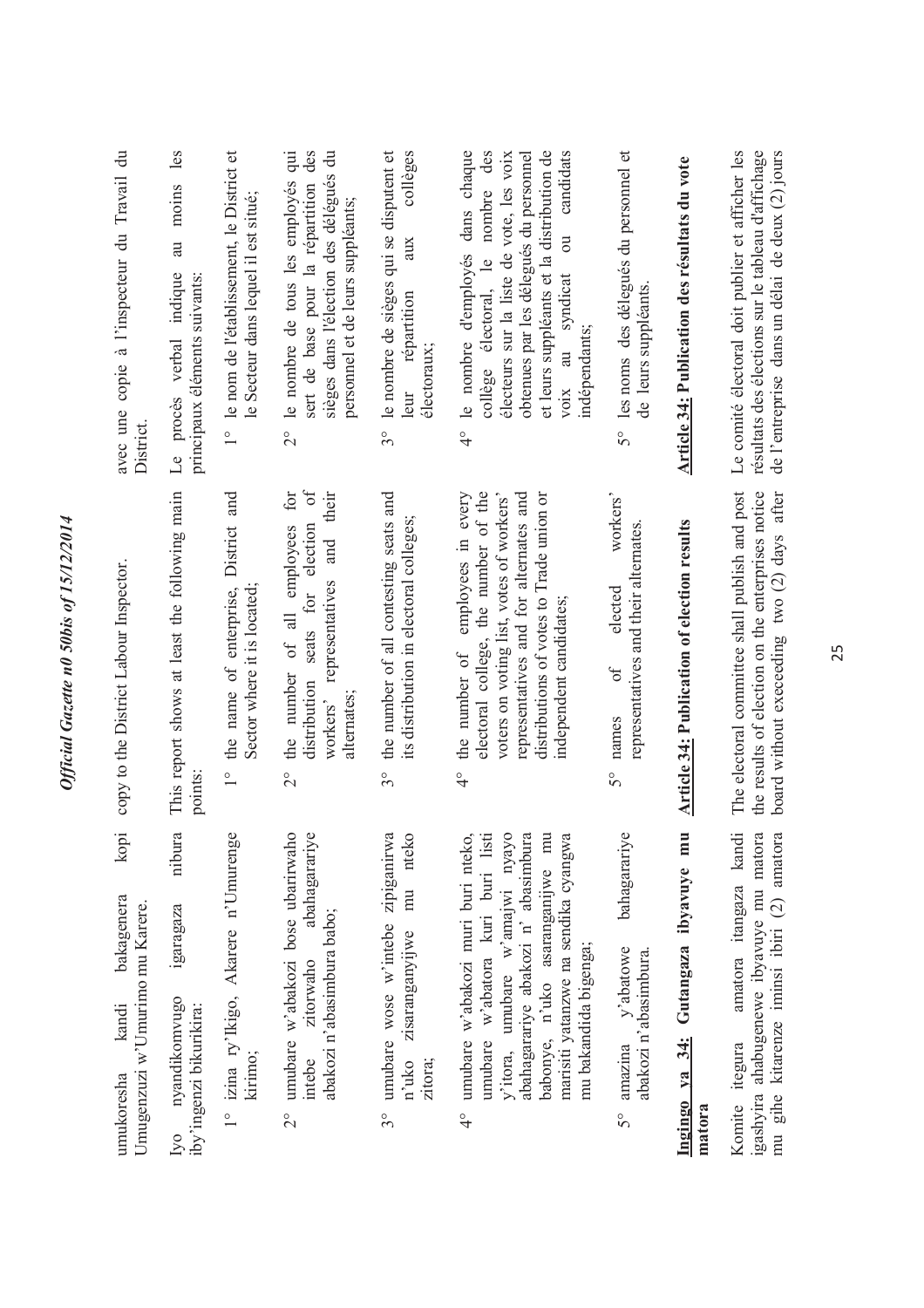umukoresha kandi bakagenera kopi Umugenzuzi w'Umurimo mu Karere.

Iyo nyandikomvugo igaragaza nibura iby'ingenzi bikurikira:

1° izina ry'Ikigo, Akarere n'Umurenge kirimo;

2° umubare w'abakozi bose ubarirwaho intebe zitorwaho abahagarariye abakozi n'abasimbura babo;

3° umubare wose w'intebe zipiganirwa n'uko zisaranganyijwe mu nteko zitora;

4° umubare w'abakozi muri buri nteko, umubare w'abatora kuri buri listi y'itora, umubare w'amajwi nyayo abahagarariye abakozi n' abasimbura babonye, n'uko asaranganijwe mu marisiti yatanzwe na sendika cyangwa mu bakandida bigenga;

5° amazina y'abatowe bahagarariye abakozi n'abasimbura.

**Ingingo ya 34: Gutangaza ibyavuye mu matora**

Komite itegura amatora itangaza kandi igashyira ahabugenewe ibyavuye mu matora mu gihe kitarenze iminsi ibiri (2) amatora

copy to the District Labour Inspector.

This report shows at least the following main points:

1° the name of enterprise, District and Sector where it is located;

2° the number of all employees for distribution seats for election of workers' representatives and their alternates;

3° the number of all contesting seats and its distribution in electoral colleges;

4° the number of employees in every electoral college, the number of the voters on voting list, votes of workers' representatives and for alternates and distributions of votes to Trade union or independent candidates;

5° names of elected workers' representatives and their alternates.

**Article 34: Publication of election results**

The electoral committee shall publish and post the results of election on the enterprises notice board without execeeding two (2) days after

avec une copie à l'inspecteur du Travail du District.

Le procès verbal indique au moins les principaux éléments suivants:

1° le nom de l'établissement, le District et le Secteur dans lequel il est situé;

2° le nombre de tous les employés qui sert de base pour la répartition des sièges dans l'élection des délégués du personnel et de leurs suppléants;

3° le nombre de sièges qui se disputent et leur répartition aux collèges électoraux;

4° le nombre d'employés dans chaque collège électoral, le nombre des électeurs sur la liste de vote, les voix obtenues par les délégués du personnel et leurs suppléants et la distribution de voix au syndicat ou candidats indépendants;

5° les noms des délégués du personnel et de leurs suppléants.

**Article 34: Publication des résultats du vote**

Le comité électoral doit publier et afficher les résultats des élections sur le tableau d'affichage de l'entreprise dans un délai de deux (2) jours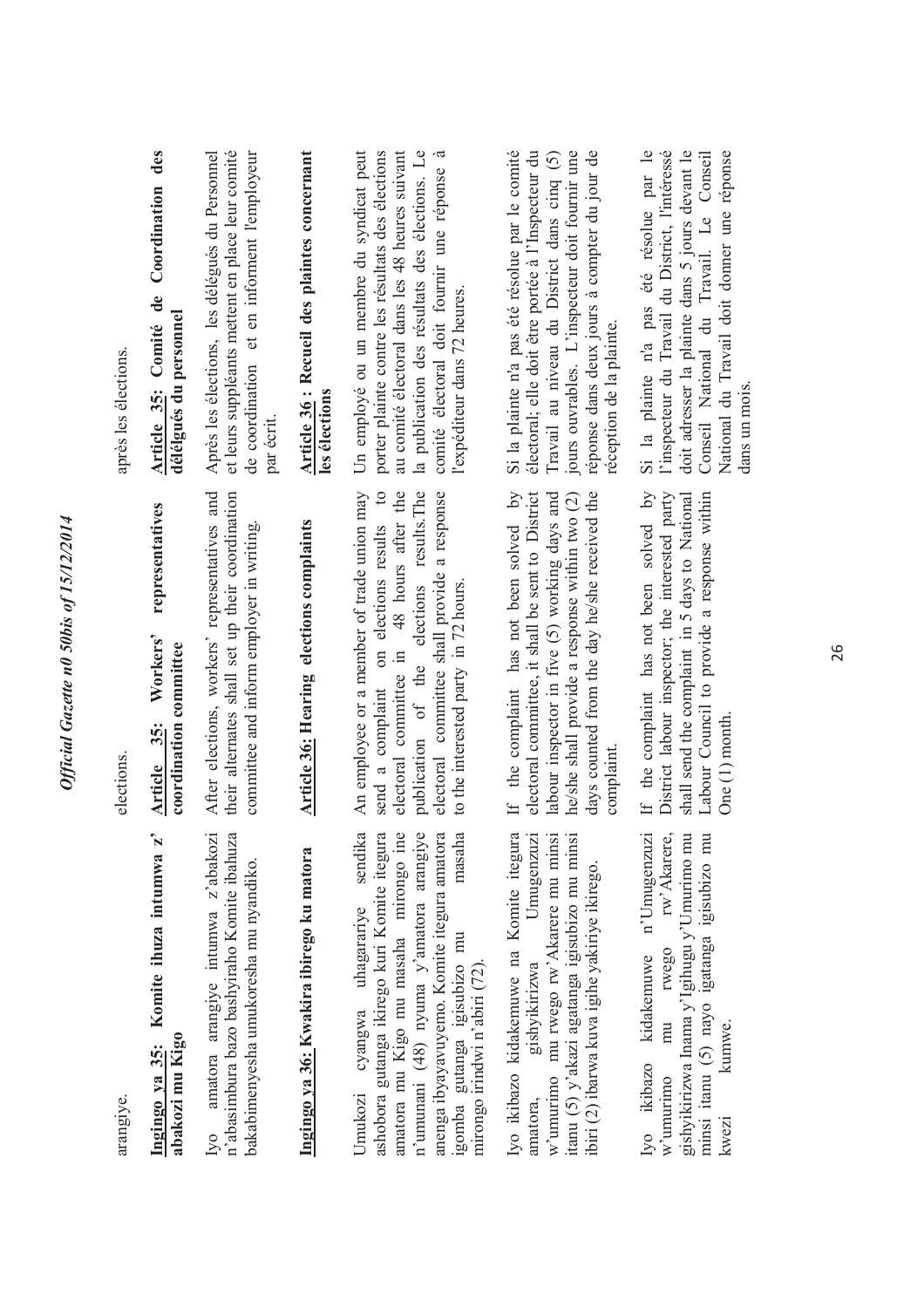arangiye.

**Ingingo ya 35: Komite ihuza intumwa z'abakozi mu Kigo**

Iyo amatora arangiye intumwa z'abakozi n'abasimbura bazo bashyiraho Komite ibahuza bakabimenyesha umukoresha mu nyandiko.

**Ingingo ya 36: Kwakira ibirego ku matora**

Umukozi cyangwa uhagarariye sendika ashobora gutanga ikirego kuri Komite itegura amatora mu Kigo mu masaha mirongo ine n'umunani (48) nyuma y'amatora arangiye anenga ibyayavuyemo. Komite itegura amatora igomba gutanga igisubizo mu masaha mirongo irindwi n'abiri (72).

Iyo ikibazo kidakemuwe na Komite itegura amatora, gishyikirizwa Umugenzuzi w'umurimo mu rwego rw'Akarere mu minsi itanu (5) y'akazi agatanga igisubizo mu minsi ibiri (2) ibarwa kuva igihe yakiriye ikirego.

Iyo ikibazo kidakemuwe n'Umugenzuzi w'umurimo mu rwego rw'Akarere, gishyikirizwa Inama y'Igihugu y'Umurimo mu minsi itanu (5) nayo igatanga igisubizo mu kwezi kumwe.

elections.

**Article 35: Workers' representatives coordination committee**

After elections, workers' representatives and their alternates shall set up their coordination committee and inform employer in writing.

**Article 36: Hearing elections complaints**

An employee or a member of trade union may send a complaint on elections results to electoral committee in 48 hours after the publication of the elections results.The electoral committee shall provide a response to the interested party in 72 hours.

If the complaint has not been solved by electoral committee, it shall be sent to District labour inspector in five (5) working days and he/she shall provide a response within two (2) days counted from the day he/she received the complaint.

If the complaint has not been solved by District labour inspector; the interested party shall send the complaint in 5 days to National Labour Council to provide a response within One (1) month.

après les élections.

**Article 35: Comité de Coordination des délégués du personnel**

Après les élections, les délégués du Personnel et leurs suppléants mettent en place leur comité de coordination et en informent l'employeur par écrit.

**Article 36 : Recueil des plaintes concernant les élections**

Un employé ou un membre du syndicat peut porter plainte contre les résultats des élections au comité électoral dans les 48 heures suivant la publication des résultats des élections. Le comité électoral doit fournir une réponse à l'expéditeur dans 72 heures.

Si la plainte n'a pas été résolue par le comité électoral; elle doit être portée à l'Inspecteur du Travail au niveau du District dans cinq (5) jours ouvrables. L'inspecteur doit fournir une réponse dans deux jours à compter du jour de réception de la plainte.

Si la plainte n'a pas été résolue par le l'inspecteur du Travail du District, l'intéressé doit adresser la plainte dans 5 jours devant le Conseil National du Travail. Le Conseil National du Travail doit donner une réponse dans un mois.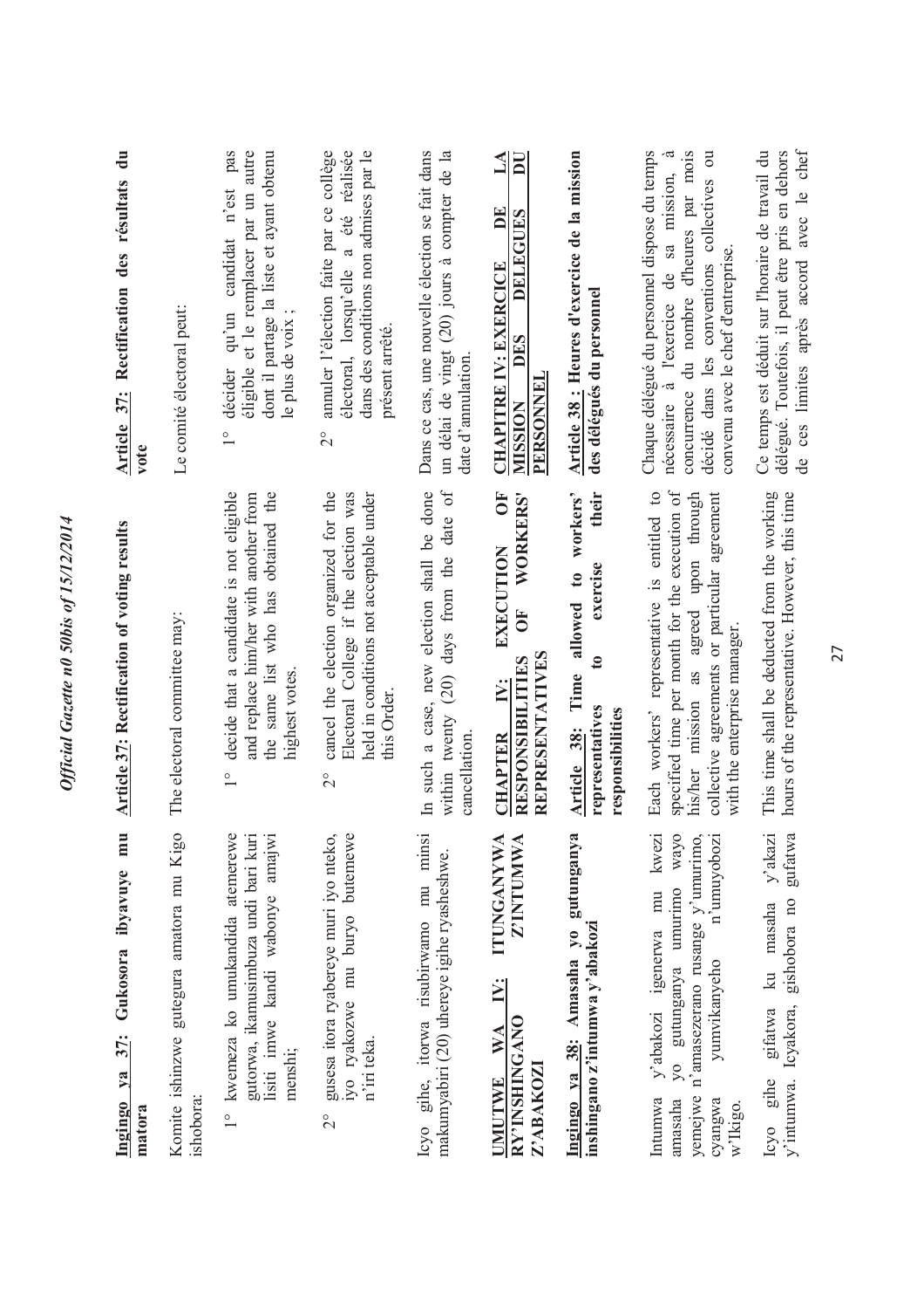**Ingingo ya 37: Gukosora ibyavuye mu matora**

Komite ishinzwe gutegura amatora mu Kigo ishobora:

1° kwemeza ko umukandida atemerewe gutorwa, ikamusimbuza undi bari kuri lisiti imwe kandi wabonye amajwi menshi;

2° gusesa itora ryabereye muri iyo nteko, iyo ryakozwe mu buryo butemewe n'iri teka.

Icyo gihe, itorwa risubirwamo mu minsi makumyabiri (20) uhereye igihe ryasheshwe.

**UMUTWE WA IV: ITUNGANYWA RY'INSHINGANO Z'INTUMWA Z'ABAKOZI**

**Ingingo ya 38: Amasaha yo gutunganya inshingano z'intumwa y'abakozi**

Intumwa y'abakozi igenerwa mu kwezi amasaha yo gutunganya umurimo wayo yemejwe n'amasezerano rusange y'umurimo, cyangwa yumvikanyeho n'umuyobozi w'Ikigo.

Icyo gihe gifatwa ku masaha y'akazi y'intumwa. Icyakora, gishobora no gufatwa

**Article 37: Rectification of voting results**

The electoral committee may:

1° decide that a candidate is not eligible and replace him/her with another from the same list who has obtained the highest votes.

2° cancel the election organized for the Electoral College if the election was held in conditions not acceptable under this Order.

In such a case, new election shall be done within twenty (20) days from the date of cancellation.

**CHAPTER IV: EXECUTION OF RESPONSIBILITIES OF WORKERS' REPRESENTATIVES**

**Article 38: Time allowed to workers' representatives to exercise their responsibilities**

Each workers' representative is entitled to specified time per month for the execution of his/her mission as agreed upon through collective agreements or particular agreement with the enterprise manager.

This time shall be deducted from the working hours of the representative. However, this time

**Article 37: Rectification des résultats du vote**

Le comité électoral peut:

1° décider qu'un candidat n'est pas éligible et le remplacer par un autre dont il partage la liste et ayant obtenu le plus de voix ;

2° annuler l'élection faite par ce collège électoral, lorsqu'elle a été réalisée dans des conditions non admises par le présent arrêté.

Dans ce cas, une nouvelle élection se fait dans un délai de vingt (20) jours à compter de la date d'annulation.

**CHAPITRE IV: EXERCICE DE LA MISSION DES DELEGUES DU PERSONNEL**

**Article 38 : Heures d'exercice de la mission des délégués du personnel**

Chaque délégué du personnel dispose du temps nécessaire à l'exercice de sa mission, à concurrence du nombre d'heures par mois décidé dans les conventions collectives ou convenu avec le chef d'entreprise.

Ce temps est déduit sur l'horaire de travail du délégué. Toutefois, il peut être pris en dehors de ces limites après accord avec le chef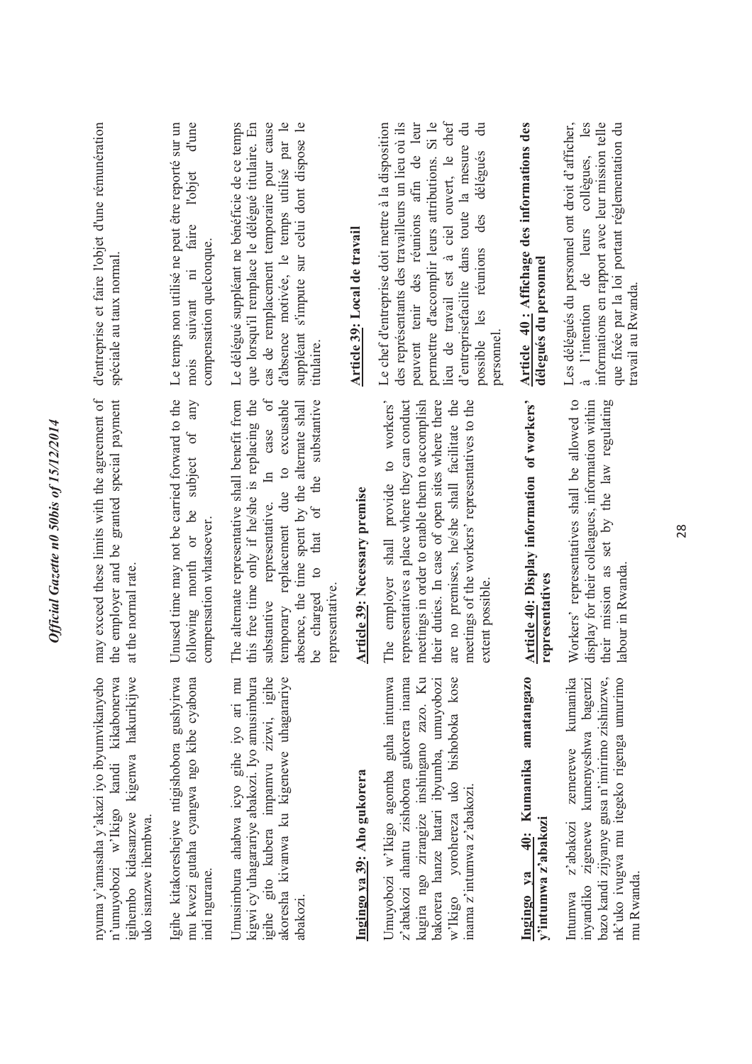nyuma y'amasaha y'akazi iyo ibyumvikanyeho n'umuyobozi w'Ikigo kandi kikabonerwa igihembo kidasanzwe kigenwa hakurikijwe uko isanzwe ihembwa.

Igihe kitakoreshejwe ntigishobora gushyirwa mu kwezi gutaha cyangwa ngo kibe cyabona indi ngurane.

Umusimbura ahabwa icyo gihe iyo ari mu kigwi cy'uhagarariye abakozi. Iyo amusimbura igihe gito kubera impamvu zizwi, igihe akoresha kivanwa ku kigenewe uhagarariye abakozi.

## Ingingo ya 39: Aho gukorera

Umuyobozi w'Ikigo agomba guha intumwa z'abakozi ahantu zishobora gukorera inama kugira ngo zirangize inshingano zazo. Ku bakorera hanze hatari ibyumba, umuyobozi w'Ikigo yorohereza uko bishoboka kose inama z'intumwa z'abakozi.

## Ingingo ya 40: Kumanika amatangazo y'intumwa z'abakozi

Intumwa z'abakozi zemerewe kumanika inyandiko zigenewe kumenyeshwa bagenzi bazo kandi zijyanye gusa n'imirimo zishinzwe, nk'uko ivugwa mu itegeko rigenga umurimo mu Rwanda.

---

may exceed these limits with the agreement of the employer and be granted special payment at the normal rate.

Unused time may not be carried forward to the following month or be subject of any compensation whatsoever.

The alternate representative shall benefit from this free time only if he/she is replacing the substantive representative. In case of temporary replacement due to excusable absence, the time spent by the alternate shall be charged to that of the substantive representative.

## Article 39: Necessary premise

The employer shall provide to workers' representatives a place where they can conduct meetings in order to enable them to accomplish their duties. In case of open sites where there are no premises, he/she shall facilitate the meetings of the workers' representatives to the extent possible.

## Article 40: Display information of workers' representatives

Workers' representatives shall be allowed to display for their colleagues, information within their mission as set by the law regulating labour in Rwanda.

---

d'entreprise et faire l'objet d'une rémunération spéciale au taux normal.

Le temps non utilisé ne peut être reporté sur un mois suivant ni faire l'objet d'une compensation quelconque.

Le délégué suppléant ne bénéficie de ce temps que lorsqu'il remplace le délégué titulaire. En cas de remplacement temporaire pour cause d'absence motivée, le temps utilisé par le suppléant s'impute sur celui dont dispose le titulaire.

## Article 39: Local de travail

Le chef d'entreprise doit mettre à la disposition des représentants des travailleurs un lieu où ils peuvent tenir des réunions afin de leur permettre d'accomplir leurs attributions. Si le lieu de travail est à ciel ouvert, le chef d'entreprisefacilite dans toute la mesure du possible les réunions des délégués du personnel.

## Article 40 : Affichage des informations des délégués du personnel

Les délégués du personnel ont droit d'afficher, à l'intention de leurs collègues, les informations en rapport avec leur mission telle que fixée par la loi portant réglementation du travail au Rwanda.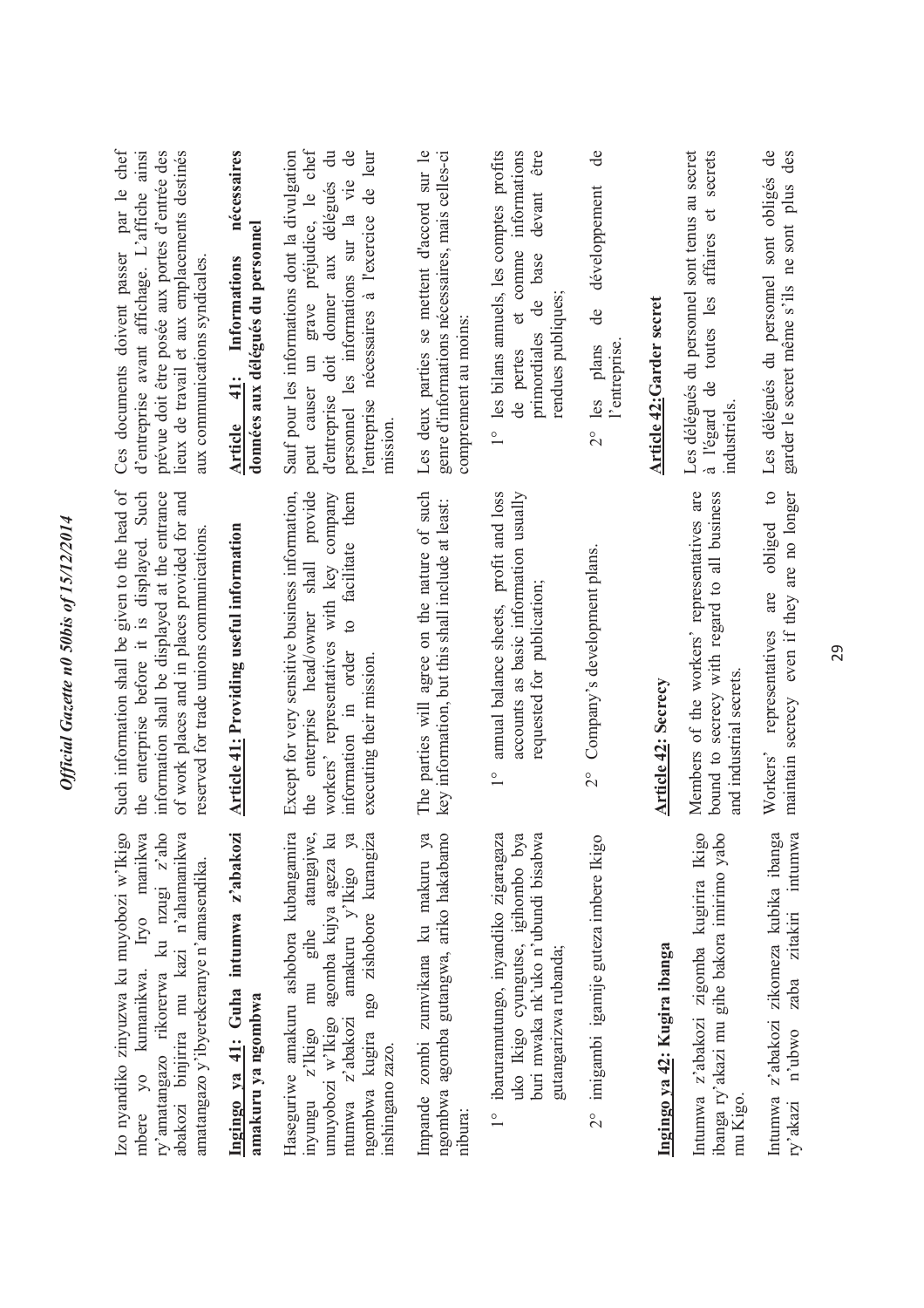Izo nyandiko zinyuzwa ku muyobozi w'Ikigo mbere yo kumanikwa. Iryo manikwa ry'amatangazo rikorerwa ku nzugi z'aho abakozi binjirira mu kazi n'ahamanikwa amatangazo y'ibyerekeranye n'amasendika.

**Ingingo ya 41: Guha intumwa z'abakozi amakuru ya ngombwa**

Hasegunriwe amakuru ashobora kubangamira inyungu z'Ikigo mu gihe atangajwe, umuyobozi w'Ikigo agomba kujya ageza ku ntumwa z'abakozi amakuru y'Ikigo ya ngombwa kugira ngo zishobore kurangiza inshingano zazo.

Impande zombi zumvikana ku makuru ya ngombwa agomba gutangwa, ariko hakabamo nibura:

1° ibaruramutungo, inyandiko zigaragaza uko Ikigo cyungutse, igihombo bya buri mwaka nk'uko n'ubundi bisabwa gutangarizwa rubanda;

2° imigambi igamije guteza imbere Ikigo

**Ingingo ya 42: Kugira ibanga**

Intumwa z'abakozi zigomba kugirira Ikigo ibanga ry'akazi mu gihe bakora imirimo yabo mu Kigo.

Intumwa z'abakozi zikomeza kubika ibanga ry'akazi n'ubwo zaba zitakiri intumwa

Such information shall be given to the head of the enterprise before it is displayed. Such information shall be displayed at the entrance of work places and in places provided for and reserved for trade unions communications.

**Article 41: Providing useful information**

Except for very sensitive business information, the enterprise head/owner shall provide workers' representatives with key company information in order to facilitate them executing their mission.

The parties will agree on the nature of such key information, but this shall include at least:

1° annual balance sheets, profit and loss accounts as basic information usually requested for publication;

2° Company's development plans.

**Article 42: Secrecy**

Members of the workers' representatives are bound to secrecy with regard to all business and industrial secrets.

Workers' representatives are obliged to maintain secrecy even if they are no longer

Ces documents doivent passer par le chef d'entreprise avant affichage. L'affiche ainsi prévue doit être posée aux portes d'entrée des lieux de travail et aux emplacements destinés aux communications syndicales.

**Article 41: Informations nécessaires données aux délégués du personnel**

Sauf pour les informations dont la divulgation peut causer un grave préjudice, le chef d'entreprise doit donner aux délégués du personnel les informations sur la vie de l'entreprise nécessaires à l'exercice de leur mission.

Les deux parties se mettent d'accord sur le genre d'informations nécessaires, mais celles-ci comprennent au moins:

1° les bilans annuels, les comptes profits de pertes et comme informations primordiales de base devant être rendues publiques;

2° les plans de développement de l'entreprise.

**Article 42:Garder secret**

Les délégués du personnel sont tenus au secret à l'égard de toutes les affaires et secrets industriels.

Les délégués du personnel sont obligés de garder le secret même s'ils ne sont plus des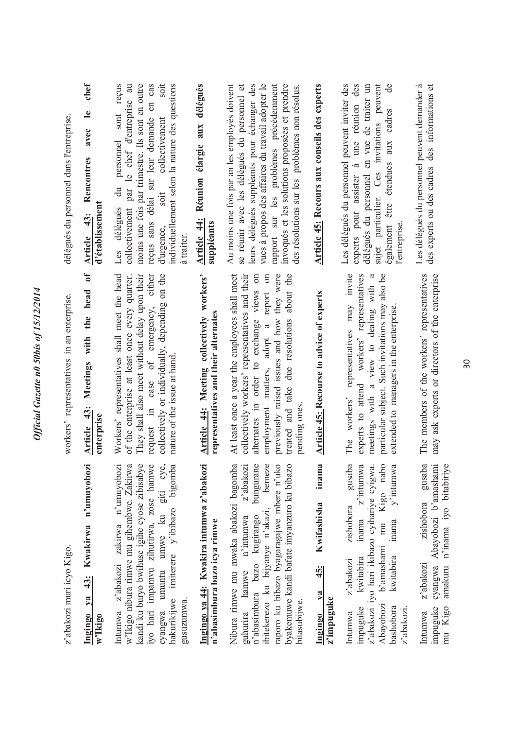z'abakozi muri icyo Kigo.

**Ingingo ya 43: Kwakirwa n'umuyobozi w'Ikigo**

Intumwa z'abakozi zakirwa n'umuyobozi w'Ikigo nibura rimwe mu gihembwe. Zakirwa kandi ku buryo bwihuse igihe cyose zibisabye iyo hari impamvu zihutirwa, zose hamwe cyangwa umuntu umwe ku giti cye, hakurikijwe imiterere y'ibibazo bigomba gusuzumwa.

**Ingingo ya 44: Kwakira intumwa z'abakozi n'abasimbura bazo icya rimwe**

Nibura rimwe mu mwaka abakozi bagomba guhurira hamwe n'intumwa z'abakozi n'abasimbura bazo kugirango bungurane ibitekerezo ku bijyanye n'akazi, bemeze raporo ku bibazo byagaragajwe mbere n'uko byakemuwe kandi bafate imyanzuro ku bibazo bitasubijwe.

**Ingingo ya 45: Kwifashisha inama z'impuguke**

Intumwa z'abakozi zishobora gusaba impuguke kwitabira inama z'intumwa z'abakozi iyo hari ikibazo cyihariye cyigwa. Abayobozi b'amashami mu Kigo nabo bashobora kwitabira inama y'intumwa z'abakozi.

Intumwa z'abakozi zishobora gusaba impuguke cyangwa Abayobozi b'amashami mu Kigo amakuru n'inama iyo bitabiriye

workers' representatives in an enterprise.

**Article 43: Meetings with the head of enterprise**

Workers' representatives shall meet the head of the enterprise at least once every quarter. They shall also meet without delay upon their request in case of emergency, either collectively or individually, depending on the nature of the issue at hand.

**Article 44: Meeting collectively workers' representatives and their alternates**

At least once a year the employees shall meet collectively workers' representatives and their alternates in order to exchange views on employment matters, adopt a report on previously raised issues and how they were treated and take due resolutions about the pending ones.

**Article 45: Recourse to advice of experts**

The workers' representatives may invite experts to attend workers' representatives meetings with a view to dealing with a particular subject. Such invitations may also be extended to managers in the enterprise.

The members of the workers' representatives may ask experts or directors of the enterprise

délégués du personnel dans l'entreprise.

**Article 43: Rencontres avec le chef d'établissement**

Les délégués du personnel sont reçus collectivement par le chef d'entreprise au moins une fois par trimestre. Ils sont en outre reçus sans délai sur leur demande en cas d'urgence, soit collectivement soit individuellement selon la nature des questions à traiter.

**Article 44: Réunion élargie aux délégués suppléants**

Au moins une fois par an les employés doivent se réunir avec les délégués du personnel et leurs délégués suppléants pour échanger des vues à propos des affaires du travail adopter le rapport sur les problèmes précédemment invoqués et les solutions proposées et prendre des résolutions sur les problèmes non résolus.

**Article 45: Recours aux conseils des experts**

Les délégués du personnel peuvent inviter des experts pour assister à une réunion des délégués du personnel en vue de traiter un sujet particulier. Ces invitations peuvent également être étendues aux cadres de l'entreprise.

Les délégués du personnel peuvent demander à des experts ou des cadres des informations et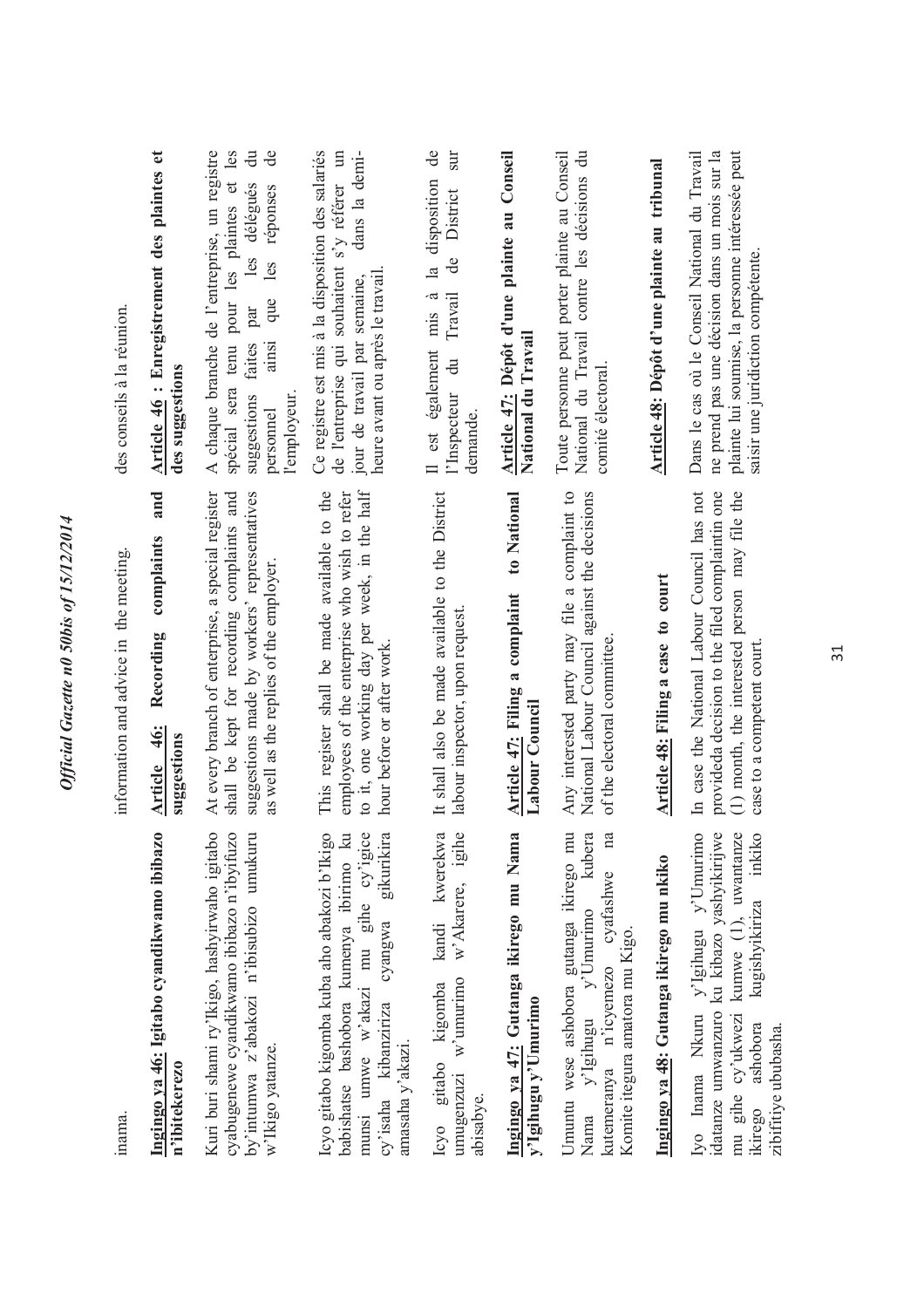inama.

**Ingingo ya 46: Igitabo cyandikwamo ibibazo n'ibitekerezo**

Kuri buri shami ry'Ikigo, hashyirwaho igitabo cyabugenewe cyandikwamo ibibazo n'ibyifuzo by'intumwa z'abakozi n'ibisubizo umukuru w'Ikigo yatanze.

Icyo gitabo kigomba kuba aho abakozi b'Ikigo babishatse bashobora kumenya ibirimo ku munsi umwe w'akazi mu gihe cy'igice cy'isaha kibanziriza cyangwa gikurikira amasaha y'akazi.

Icyo gitabo kigomba kandi kwerekwa umugenzuzi w'umurimo w'Akarere, igihe abisabye.

**Ingingo ya 47: Gutanga ikirego mu Nama y'Igihugu y'Umurimo**

Umuntu wese ashobora gutanga ikirego mu Nama y'Igihugu y'Umurimo kubera kutemeranya n'icyemezo cyafashwe na Komite itegura amatora mu Kigo.

**Ingingo ya 48: Gutanga ikirego mu nkiko**

Iyo Inama Nkuru y'Igihugu y'Umurimo idatanze umwanzuro ku kibazo yashyikirijwe mu gihe cy'ukwezi kumwe (1), uwantanze ikirego ashobora kugishyikiriza inkiko zibifitiye ububasha.

information and advice in the meeting.

**Article 46: Recording complaints and suggestions**

At every branch of enterprise, a special register shall be kept for recording complaints and suggestions made by workers' representatives as well as the replies of the employer.

This register shall be made available to the employees of the enterprise who wish to refer to it, one working day per week, in the half hour before or after work.

It shall also be made available to the District labour inspector, upon request.

**Article 47: Filing a complaint to National Labour Council**

Any interested party may file a complaint to National Labour Council against the decisions of the electoral committee.

**Article 48: Filing a case to court**

In case the National Labour Council has not provideda decision to the filed complaintin one (1) month, the interested person may file the case to a competent court.

des conseils à la réunion.

**Article 46 : Enregistrement des plaintes et des suggestions**

A chaque branche de l'entreprise, un registre spécial sera tenu pour les plaintes et les suggestions faites par les délégués du personnel ainsi que les réponses de l'employeur.

Ce registre est mis à la disposition des salariés de l'entreprise qui souhaitent s'y référer un jour de travail par semaine, dans la demi-heure avant ou après le travail.

Il est également mis à la disposition de l'Inspecteur du Travail de District sur demande.

**Article 47: Dépôt d'une plainte au Conseil National du Travail**

Toute personne peut porter plainte au Conseil National du Travail contre les décisions du comité électoral.

**Article 48: Dépôt d'une plainte au tribunal**

Dans le cas où le Conseil National du Travail ne prend pas une décision dans un mois sur la plainte lui soumise, la personne intéressée peut saisir une juridiction compétente.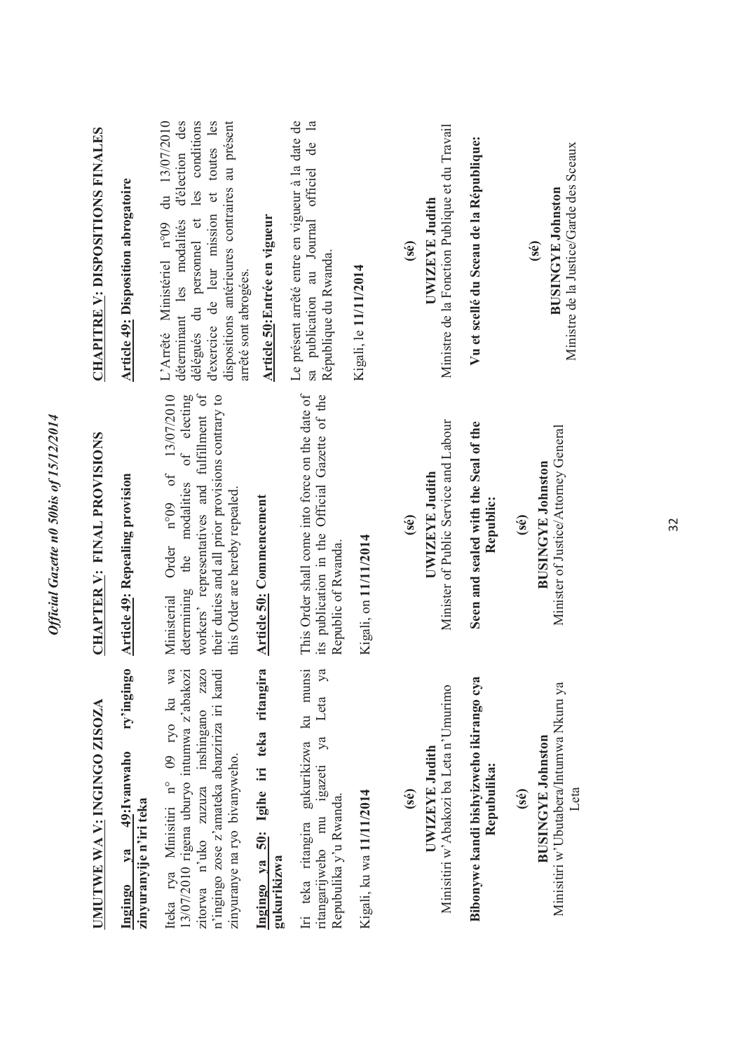## UMUTWE WA V: INGINGO ZISOZA

### Ingingo ya 49: Ivanwaho ry'ingingo zinyuranyije n'iri teka

Iteka rya Minisitiri n° 09 ryo ku wa 13/07/2010 rigena uburyo intumwa z'abakozi zitorwa n'uko zuzuza inshingano zazo n'ingingo zose z'amateka abanziriza iri kandi zinyuranye na ryo bivanyweho.

### Ingingo ya 50: Igihe iri teka ritangira gukurikizwa

Iri teka ritangira gukurikizwa ku munsi ritangarijweho mu igazeti ya Leta ya Repubulika y'u Rwanda.

Kigali, ku wa **11/11/2014**

**(sé)**
**UWIZEYE Judith**
Minisitiri w'Abakozi ba Leta n'Umurimo

**Bibonywe kandi bishyizweho ikirango cya Repubulika:**

**(sé)**
**BUSINGYE Johnston**
Minisitiri w'Ubutabera/Intumwa Nkuru ya Leta

## CHAPTER V: FINAL PROVISIONS

### Article 49: Repealing provision

Ministerial Order n°09 of 13/07/2010 determining the modalities of electing workers' representatives and fulfillment of their duties and all prior provisions contrary to this Order are hereby repealed.

### Article 50: Commencement

This Order shall come into force on the date of its publication in the Official Gazette of the Republic of Rwanda.

Kigali, on **11/11/2014**

**(sé)**
**UWIZEYE Judith**
Minister of Public Service and Labour

**Seen and sealed with the Seal of the Republic:**

**(sé)**
**BUSINGYE Johnston**
Minister of Justice/Attorney General

## CHAPITRE V: DISPOSITIONS FINALES

### Article 49: Disposition abrogatoire

L'Arrêté Ministériel n°09 du 13/07/2010 déterminant les modalités d'élection des délégués du personnel et les conditions d'exercice de leur mission et toutes les dispositions antérieures contraires au présent arrêté sont abrogées.

### Article 50: Entrée en vigueur

Le présent arrêté entre en vigueur à la date de sa publication au Journal officiel de la République du Rwanda.

Kigali, le **11/11/2014**

**(sé)**
**UWIZEYE Judith**
Ministre de la Fonction Publique et du Travail

**Vu et scellé du Sceau de la République:**

**(sé)**
**BUSINGYE Johnston**
Ministre de la Justice/Garde des Sceaux